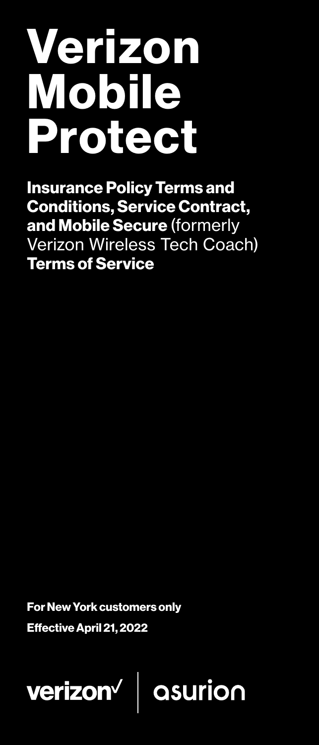# Verizon Mobile Protect

**Insurance Policy Terms and Conditions, Service Contract, and Mobile Secure** (formerly Verizon Wireless Tech Coach) **Terms of Service**

**For New York customers only**

**Effective April 21, 2022**

verizon✓ | asurion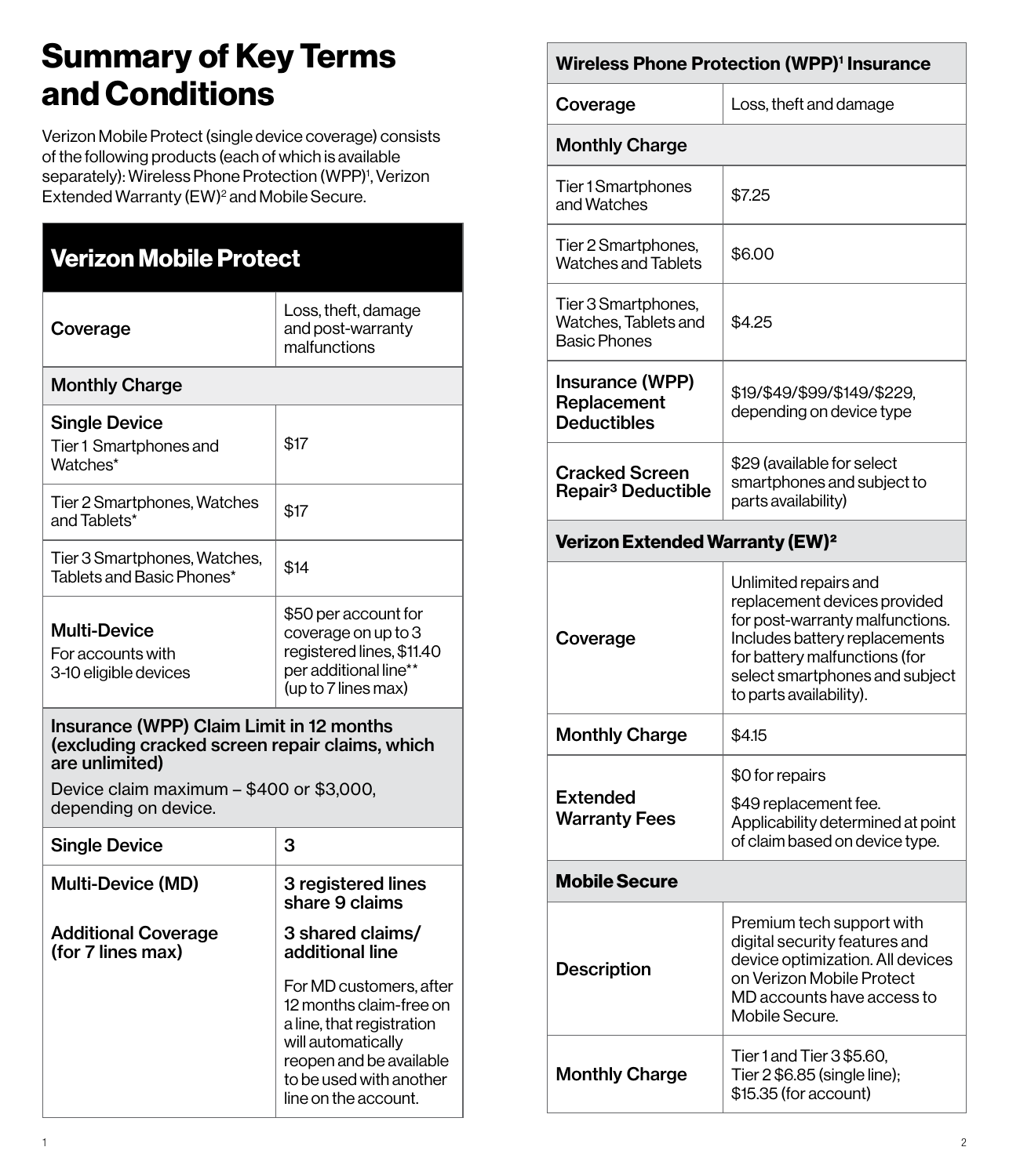# Summary of Key Terms and Conditions

Verizon Mobile Protect (single device coverage) consists of the following products (each of which is available separately): Wireless Phone Protection (WPP)[1], Verizon Extended Warranty (EW)[2] and Mobile Secure.

| **Verizon Mobile Protect** | |
|---|---|
| Coverage | Loss, theft, damage and post-warranty malfunctions |
| **Monthly Charge** | |
| **Single Device** Tier 1 Smartphones and Watches* | $17 |
| Tier 2 Smartphones, Watches and Tablets* | $17 |
| Tier 3 Smartphones, Watches, Tablets and Basic Phones* | $14 |
| **Multi-Device** For accounts with 3-10 eligible devices | $50 per account for coverage on up to 3 registered lines, $11.40 per additional line** (up to 7 lines max) |
| **Insurance (WPP) Claim Limit in 12 months (excluding cracked screen repair claims, which are unlimited)** Device claim maximum – $400 or $3,000, depending on device. | |
| Single Device | 3 |
| Multi-Device (MD) | 3 registered lines share 9 claims |
| Additional Coverage (for 7 lines max) | 3 shared claims/ additional line<br>For MD customers, after 12 months claim-free on a line, that registration will automatically reopen and be available to be used with another line on the account. |

| **Wireless Phone Protection (WPP)[1] Insurance** | |
|---|---|
| Coverage | Loss, theft and damage |
| **Monthly Charge** | |
| Tier 1 Smartphones and Watches | $7.25 |
| Tier 2 Smartphones, Watches and Tablets | $6.00 |
| Tier 3 Smartphones, Watches, Tablets and Basic Phones | $4.25 |
| **Insurance (WPP) Replacement Deductibles** | $19/$49/$99/$149/$229, depending on device type |
| **Cracked Screen Repair[3] Deductible** | $29 (available for select smartphones and subject to parts availability) |
| **Verizon Extended Warranty (EW)[2]** | |
| Coverage | Unlimited repairs and replacement devices provided for post-warranty malfunctions. Includes battery replacements for battery malfunctions (for select smartphones and subject to parts availability). |
| Monthly Charge | $4.15 |
| Extended Warranty Fees | $0 for repairs<br>$49 replacement fee. Applicability determined at point of claim based on device type. |
| **Mobile Secure** | |
| Description | Premium tech support with digital security features and device optimization. All devices on Verizon Mobile Protect MD accounts have access to Mobile Secure. |
| Monthly Charge | Tier 1 and Tier 3 $5.60, Tier 2 $6.85 (single line); $15.35 (for account) |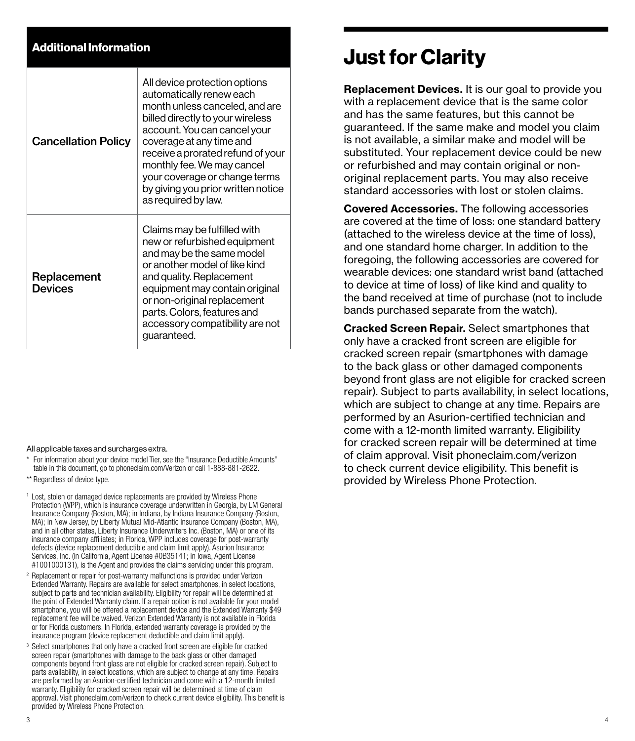| Additional Information | |
|---|---|
| Cancellation Policy | All device protection options automatically renew each month unless canceled, and are billed directly to your wireless account. You can cancel your coverage at any time and receive a prorated refund of your monthly fee. We may cancel your coverage or change terms by giving you prior written notice as required by law. |
| Replacement Devices | Claims may be fulfilled with new or refurbished equipment and may be the same model or another model of like kind and quality. Replacement equipment may contain original or non-original replacement parts. Colors, features and accessory compatibility are not guaranteed. |

All applicable taxes and surcharges extra.

\* For information about your device model Tier, see the "Insurance Deductible Amounts" table in this document, go to phoneclaim.com/Verizon or call 1-888-881-2622.

\*\* Regardless of device type.

[1] Lost, stolen or damaged device replacements are provided by Wireless Phone Protection (WPP), which is insurance coverage underwritten in Georgia, by LM General Insurance Company (Boston, MA); in Indiana, by Indiana Insurance Company (Boston, MA); in New Jersey, by Liberty Mutual Mid-Atlantic Insurance Company (Boston, MA), and in all other states, Liberty Insurance Underwriters Inc. (Boston, MA) or one of its insurance company affiliates; in Florida, WPP includes coverage for post-warranty defects (device replacement deductible and claim limit apply). Asurion Insurance Services, Inc. (in California, Agent License #0B35141; in Iowa, Agent License #1001000131), is the Agent and provides the claims servicing under this program.

[2] Replacement or repair for post-warranty malfunctions is provided under Verizon Extended Warranty. Repairs are available for select smartphones, in select locations, subject to parts and technician availability. Eligibility for repair will be determined at the point of Extended Warranty claim. If a repair option is not available for your model smartphone, you will be offered a replacement device and the Extended Warranty $49 replacement fee will be waived. Verizon Extended Warranty is not available in Florida or for Florida customers. In Florida, extended warranty coverage is provided by the insurance program (device replacement deductible and claim limit apply).

[3] Select smartphones that only have a cracked front screen are eligible for cracked screen repair (smartphones with damage to the back glass or other damaged components beyond front glass are not eligible for cracked screen repair). Subject to parts availability, in select locations, which are subject to change at any time. Repairs are performed by an Asurion-certified technician and come with a 12-month limited warranty. Eligibility for cracked screen repair will be determined at time of claim approval. Visit phoneclaim.com/verizon to check current device eligibility. This benefit is provided by Wireless Phone Protection.

# Just for Clarity

**Replacement Devices.** It is our goal to provide you with a replacement device that is the same color and has the same features, but this cannot be guaranteed. If the same make and model you claim is not available, a similar make and model will be substituted. Your replacement device could be new or refurbished and may contain original or non-original replacement parts. You may also receive standard accessories with lost or stolen claims.

**Covered Accessories.** The following accessories are covered at the time of loss: one standard battery (attached to the wireless device at the time of loss), and one standard home charger. In addition to the foregoing, the following accessories are covered for wearable devices: one standard wrist band (attached to device at time of loss) of like kind and quality to the band received at time of purchase (not to include bands purchased separate from the watch).

**Cracked Screen Repair.** Select smartphones that only have a cracked front screen are eligible for cracked screen repair (smartphones with damage to the back glass or other damaged components beyond front glass are not eligible for cracked screen repair). Subject to parts availability, in select locations, which are subject to change at any time. Repairs are performed by an Asurion-certified technician and come with a 12-month limited warranty. Eligibility for cracked screen repair will be determined at time of claim approval. Visit phoneclaim.com/verizon to check current device eligibility. This benefit is provided by Wireless Phone Protection.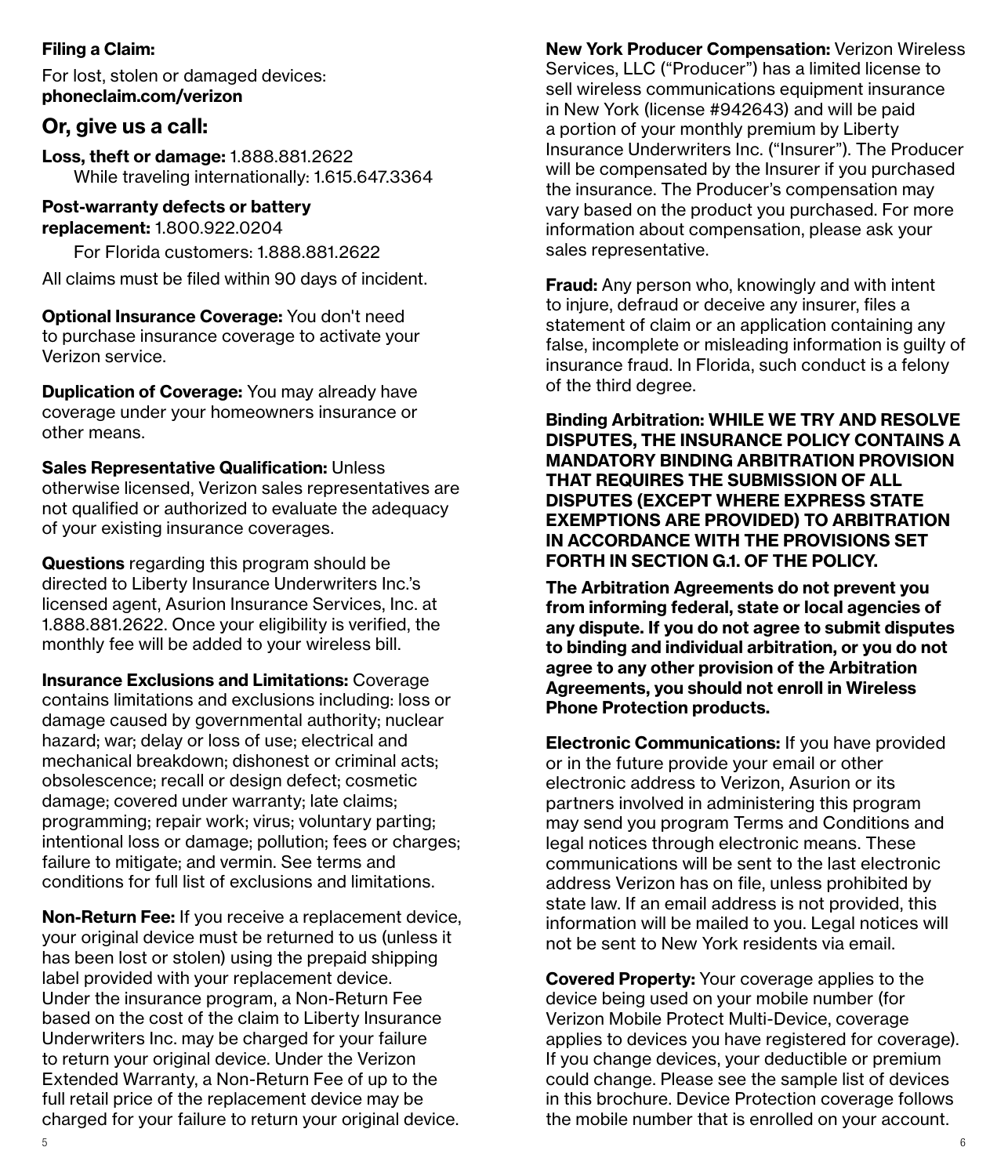**Filing a Claim:**

For lost, stolen or damaged devices:
**phoneclaim.com/verizon**

## Or, give us a call:

**Loss, theft or damage:** 1.888.881.2622
While traveling internationally: 1.615.647.3364

**Post-warranty defects or battery replacement:** 1.800.922.0204
For Florida customers: 1.888.881.2622

All claims must be filed within 90 days of incident.

**Optional Insurance Coverage:** You don't need to purchase insurance coverage to activate your Verizon service.

**Duplication of Coverage:** You may already have coverage under your homeowners insurance or other means.

**Sales Representative Qualification:** Unless otherwise licensed, Verizon sales representatives are not qualified or authorized to evaluate the adequacy of your existing insurance coverages.

**Questions** regarding this program should be directed to Liberty Insurance Underwriters Inc.'s licensed agent, Asurion Insurance Services, Inc. at 1.888.881.2622. Once your eligibility is verified, the monthly fee will be added to your wireless bill.

**Insurance Exclusions and Limitations:** Coverage contains limitations and exclusions including: loss or damage caused by governmental authority; nuclear hazard; war; delay or loss of use; electrical and mechanical breakdown; dishonest or criminal acts; obsolescence; recall or design defect; cosmetic damage; covered under warranty; late claims; programming; repair work; virus; voluntary parting; intentional loss or damage; pollution; fees or charges; failure to mitigate; and vermin. See terms and conditions for full list of exclusions and limitations.

**Non-Return Fee:** If you receive a replacement device, your original device must be returned to us (unless it has been lost or stolen) using the prepaid shipping label provided with your replacement device. Under the insurance program, a Non-Return Fee based on the cost of the claim to Liberty Insurance Underwriters Inc. may be charged for your failure to return your original device. Under the Verizon Extended Warranty, a Non-Return Fee of up to the full retail price of the replacement device may be charged for your failure to return your original device.

**New York Producer Compensation:** Verizon Wireless Services, LLC ("Producer") has a limited license to sell wireless communications equipment insurance in New York (license #942643) and will be paid a portion of your monthly premium by Liberty Insurance Underwriters Inc. ("Insurer"). The Producer will be compensated by the Insurer if you purchased the insurance. The Producer's compensation may vary based on the product you purchased. For more information about compensation, please ask your sales representative.

**Fraud:** Any person who, knowingly and with intent to injure, defraud or deceive any insurer, files a statement of claim or an application containing any false, incomplete or misleading information is guilty of insurance fraud. In Florida, such conduct is a felony of the third degree.

**Binding Arbitration: WHILE WE TRY AND RESOLVE DISPUTES, THE INSURANCE POLICY CONTAINS A MANDATORY BINDING ARBITRATION PROVISION THAT REQUIRES THE SUBMISSION OF ALL DISPUTES (EXCEPT WHERE EXPRESS STATE EXEMPTIONS ARE PROVIDED) TO ARBITRATION IN ACCORDANCE WITH THE PROVISIONS SET FORTH IN SECTION G.1. OF THE POLICY.**

**The Arbitration Agreements do not prevent you from informing federal, state or local agencies of any dispute. If you do not agree to submit disputes to binding and individual arbitration, or you do not agree to any other provision of the Arbitration Agreements, you should not enroll in Wireless Phone Protection products.**

**Electronic Communications:** If you have provided or in the future provide your email or other electronic address to Verizon, Asurion or its partners involved in administering this program may send you program Terms and Conditions and legal notices through electronic means. These communications will be sent to the last electronic address Verizon has on file, unless prohibited by state law. If an email address is not provided, this information will be mailed to you. Legal notices will not be sent to New York residents via email.

**Covered Property:** Your coverage applies to the device being used on your mobile number (for Verizon Mobile Protect Multi-Device, coverage applies to devices you have registered for coverage). If you change devices, your deductible or premium could change. Please see the sample list of devices in this brochure. Device Protection coverage follows the mobile number that is enrolled on your account.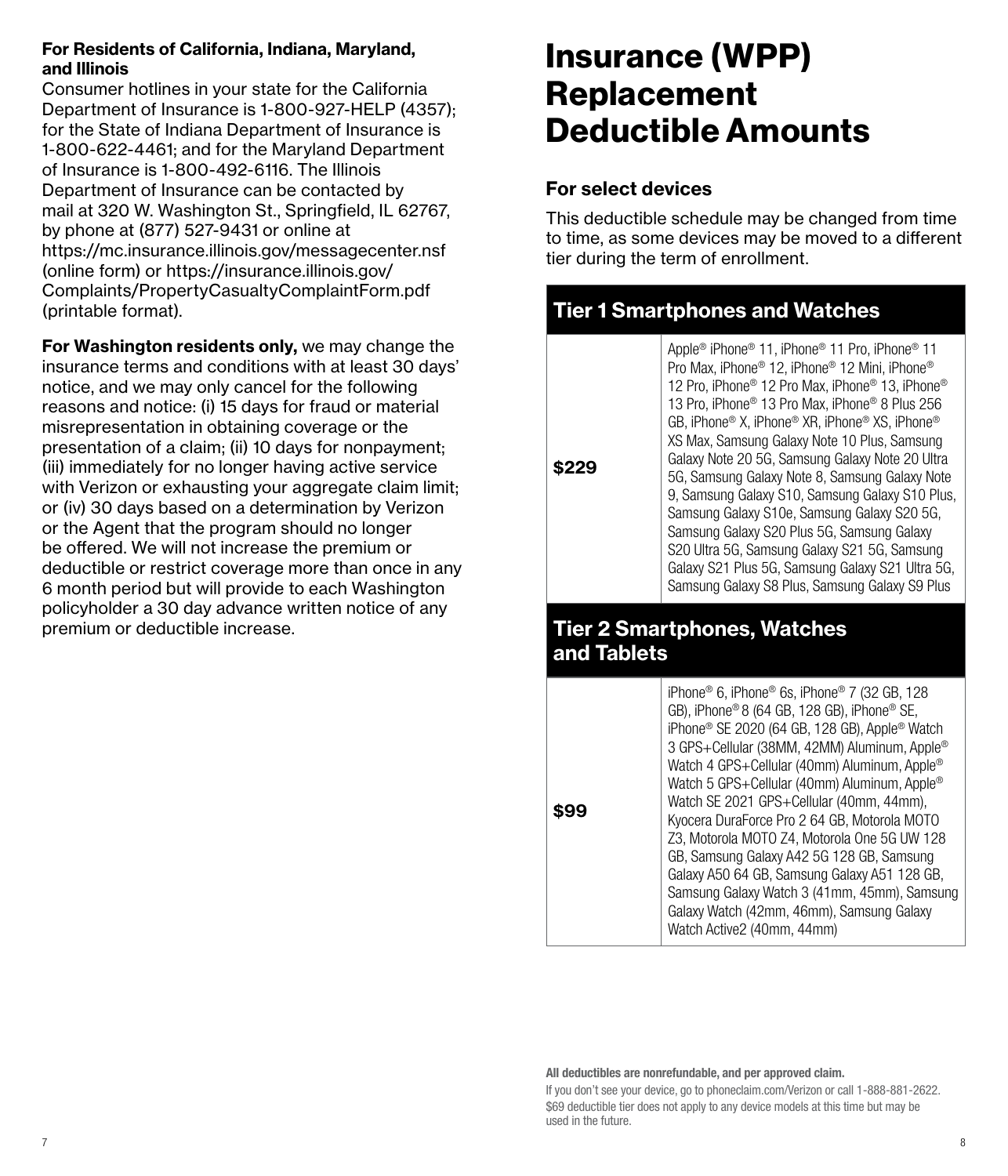**For Residents of California, Indiana, Maryland, and Illinois**
Consumer hotlines in your state for the California Department of Insurance is 1-800-927-HELP (4357); for the State of Indiana Department of Insurance is 1-800-622-4461; and for the Maryland Department of Insurance is 1-800-492-6116. The Illinois Department of Insurance can be contacted by mail at 320 W. Washington St., Springfield, IL 62767, by phone at (877) 527-9431 or online at https://mc.insurance.illinois.gov/messagecenter.nsf (online form) or https://insurance.illinois.gov/Complaints/PropertyCasualtyComplaintForm.pdf (printable format).

**For Washington residents only,** we may change the insurance terms and conditions with at least 30 days' notice, and we may only cancel for the following reasons and notice: (i) 15 days for fraud or material misrepresentation in obtaining coverage or the presentation of a claim; (ii) 10 days for nonpayment; (iii) immediately for no longer having active service with Verizon or exhausting your aggregate claim limit; or (iv) 30 days based on a determination by Verizon or the Agent that the program should no longer be offered. We will not increase the premium or deductible or restrict coverage more than once in any 6 month period but will provide to each Washington policyholder a 30 day advance written notice of any premium or deductible increase.

# Insurance (WPP) Replacement Deductible Amounts

### For select devices

This deductible schedule may be changed from time to time, as some devices may be moved to a different tier during the term of enrollment.

| Tier 1 Smartphones and Watches | |
|---|---|
| **$229** | Apple® iPhone® 11, iPhone® 11 Pro, iPhone® 11 Pro Max, iPhone® 12, iPhone® 12 Mini, iPhone® 12 Pro, iPhone® 12 Pro Max, iPhone® 13, iPhone® 13 Pro, iPhone® 13 Pro Max, iPhone® 8 Plus 256 GB, iPhone® X, iPhone® XR, iPhone® XS, iPhone® XS Max, Samsung Galaxy Note 10 Plus, Samsung Galaxy Note 20 5G, Samsung Galaxy Note 20 Ultra 5G, Samsung Galaxy Note 8, Samsung Galaxy Note 9, Samsung Galaxy S10, Samsung Galaxy S10 Plus, Samsung Galaxy S10e, Samsung Galaxy S20 5G, Samsung Galaxy S20 Plus 5G, Samsung Galaxy S20 Ultra 5G, Samsung Galaxy S21 5G, Samsung Galaxy S21 Plus 5G, Samsung Galaxy S21 Ultra 5G, Samsung Galaxy S8 Plus, Samsung Galaxy S9 Plus |

| Tier 2 Smartphones, Watches and Tablets | |
|---|---|
| **$99** | iPhone® 6, iPhone® 6s, iPhone® 7 (32 GB, 128 GB), iPhone® 8 (64 GB, 128 GB), iPhone® SE, iPhone® SE 2020 (64 GB, 128 GB), Apple® Watch 3 GPS+Cellular (38MM, 42MM) Aluminum, Apple® Watch 4 GPS+Cellular (40mm) Aluminum, Apple® Watch 5 GPS+Cellular (40mm) Aluminum, Apple® Watch SE 2021 GPS+Cellular (40mm, 44mm), Kyocera DuraForce Pro 2 64 GB, Motorola MOTO Z3, Motorola MOTO Z4, Motorola One 5G UW 128 GB, Samsung Galaxy A42 5G 128 GB, Samsung Galaxy A50 64 GB, Samsung Galaxy A51 128 GB, Samsung Galaxy Watch 3 (41mm, 45mm), Samsung Galaxy Watch (42mm, 46mm), Samsung Galaxy Watch Active2 (40mm, 44mm) |

**All deductibles are nonrefundable, and per approved claim.**

If you don't see your device, go to phoneclaim.com/Verizon or call 1-888-881-2622. $69 deductible tier does not apply to any device models at this time but may be used in the future.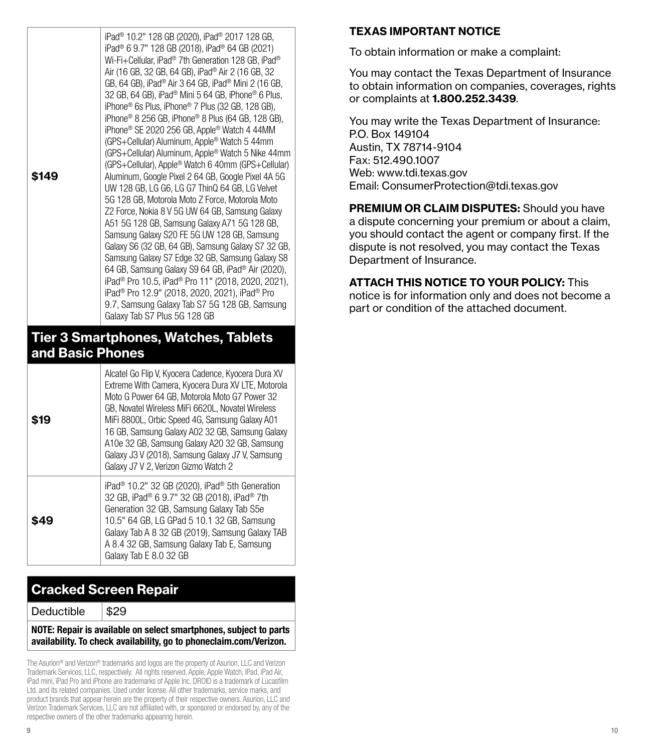| | |
|---|---|
| **$149** | iPad® 10.2" 128 GB (2020), iPad® 2017 128 GB, iPad® 6 9.7" 128 GB (2018), iPad® 64 GB (2021) Wi-Fi+Cellular, iPad® 7th Generation 128 GB, iPad® Air (16 GB, 32 GB, 64 GB), iPad® Air 2 (16 GB, 32 GB, 64 GB), iPad® Air 3 64 GB, iPad® Mini 2 (16 GB, 32 GB, 64 GB), iPad® Mini 5 64 GB, iPhone® 6 Plus, iPhone® 6s Plus, iPhone® 7 Plus (32 GB, 128 GB), iPhone® 8 256 GB, iPhone® 8 Plus (64 GB, 128 GB), iPhone® SE 2020 256 GB, Apple® Watch 4 44MM (GPS+Cellular) Aluminum, Apple® Watch 5 44mm (GPS+Cellular) Aluminum, Apple® Watch 5 Nike 44mm (GPS+Cellular), Apple® Watch 6 40mm (GPS+Cellular) Aluminum, Google Pixel 2 64 GB, Google Pixel 4A 5G UW 128 GB, LG G6, LG G7 ThinQ 64 GB, LG Velvet 5G 128 GB, Motorola Moto Z Force, Motorola Moto Z2 Force, Nokia 8 V 5G UW 64 GB, Samsung Galaxy A51 5G 128 GB, Samsung Galaxy A71 5G 128 GB, Samsung Galaxy S20 FE 5G UW 128 GB, Samsung Galaxy S6 (32 GB, 64 GB), Samsung Galaxy S7 32 GB, Samsung Galaxy S7 Edge 32 GB, Samsung Galaxy S8 64 GB, Samsung Galaxy S9 64 GB, iPad® Air (2020), iPad® Pro 10.5, iPad® Pro 11" (2018, 2020, 2021), iPad® Pro 12.9" (2018, 2020, 2021), iPad® Pro 9.7, Samsung Galaxy Tab S7 5G 128 GB, Samsung Galaxy Tab S7 Plus 5G 128 GB |

## Tier 3 Smartphones, Watches, Tablets and Basic Phones

| | |
|---|---|
| **$19** | Alcatel Go Flip V, Kyocera Cadence, Kyocera Dura XV Extreme With Camera, Kyocera Dura XV LTE, Motorola Moto G Power 64 GB, Motorola Moto G7 Power 32 GB, Novatel Wireless MiFi 6620L, Novatel Wireless MiFi 8800L, Orbic Speed 4G, Samsung Galaxy A01 16 GB, Samsung Galaxy A02 32 GB, Samsung Galaxy A10e 32 GB, Samsung Galaxy A20 32 GB, Samsung Galaxy J3 V (2018), Samsung Galaxy J7 V, Samsung Galaxy J7 V 2, Verizon Gizmo Watch 2 |
| **$49** | iPad® 10.2" 32 GB (2020), iPad® 5th Generation 32 GB, iPad® 6 9.7" 32 GB (2018), iPad® 7th Generation 32 GB, Samsung Galaxy Tab S5e 10.5" 64 GB, LG GPad 5 10.1 32 GB, Samsung Galaxy Tab A 8 32 GB (2019), Samsung Galaxy TAB A 8.4 32 GB, Samsung Galaxy Tab E, Samsung Galaxy Tab E 8.0 32 GB |

## Cracked Screen Repair

| | |
|---|---|
| Deductible | $29 |

**NOTE: Repair is available on select smartphones, subject to parts availability. To check availability, go to phoneclaim.com/Verizon.**

The Asurion® and Verizon® trademarks and logos are the property of Asurion, LLC and Verizon Trademark Services, LLC, respectively. All rights reserved. Apple, Apple Watch, iPad, iPad Air, iPad mini, iPad Pro and iPhone are trademarks of Apple Inc. DROID is a trademark of Lucasfilm Ltd. and its related companies. Used under license. All other trademarks, service marks, and product brands that appear herein are the property of their respective owners. Asurion, LLC and Verizon Trademark Services, LLC are not affiliated with, or sponsored or endorsed by, any of the respective owners of the other trademarks appearing herein.

## TEXAS IMPORTANT NOTICE

To obtain information or make a complaint:

You may contact the Texas Department of Insurance to obtain information on companies, coverages, rights or complaints at **1.800.252.3439**.

You may write the Texas Department of Insurance:
P.O. Box 149104
Austin, TX 78714-9104
Fax: 512.490.1007
Web: www.tdi.texas.gov
Email: ConsumerProtection@tdi.texas.gov

**PREMIUM OR CLAIM DISPUTES:** Should you have a dispute concerning your premium or about a claim, you should contact the agent or company first. If the dispute is not resolved, you may contact the Texas Department of Insurance.

**ATTACH THIS NOTICE TO YOUR POLICY:** This notice is for information only and does not become a part or condition of the attached document.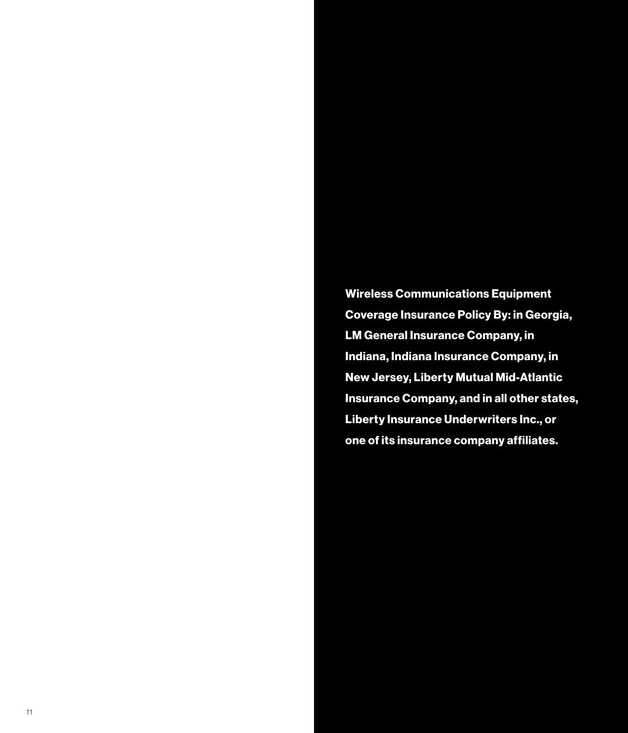**Wireless Communications Equipment Coverage Insurance Policy By: in Georgia, LM General Insurance Company, in Indiana, Indiana Insurance Company, in New Jersey, Liberty Mutual Mid-Atlantic Insurance Company, and in all other states, Liberty Insurance Underwriters Inc., or one of its insurance company affiliates.**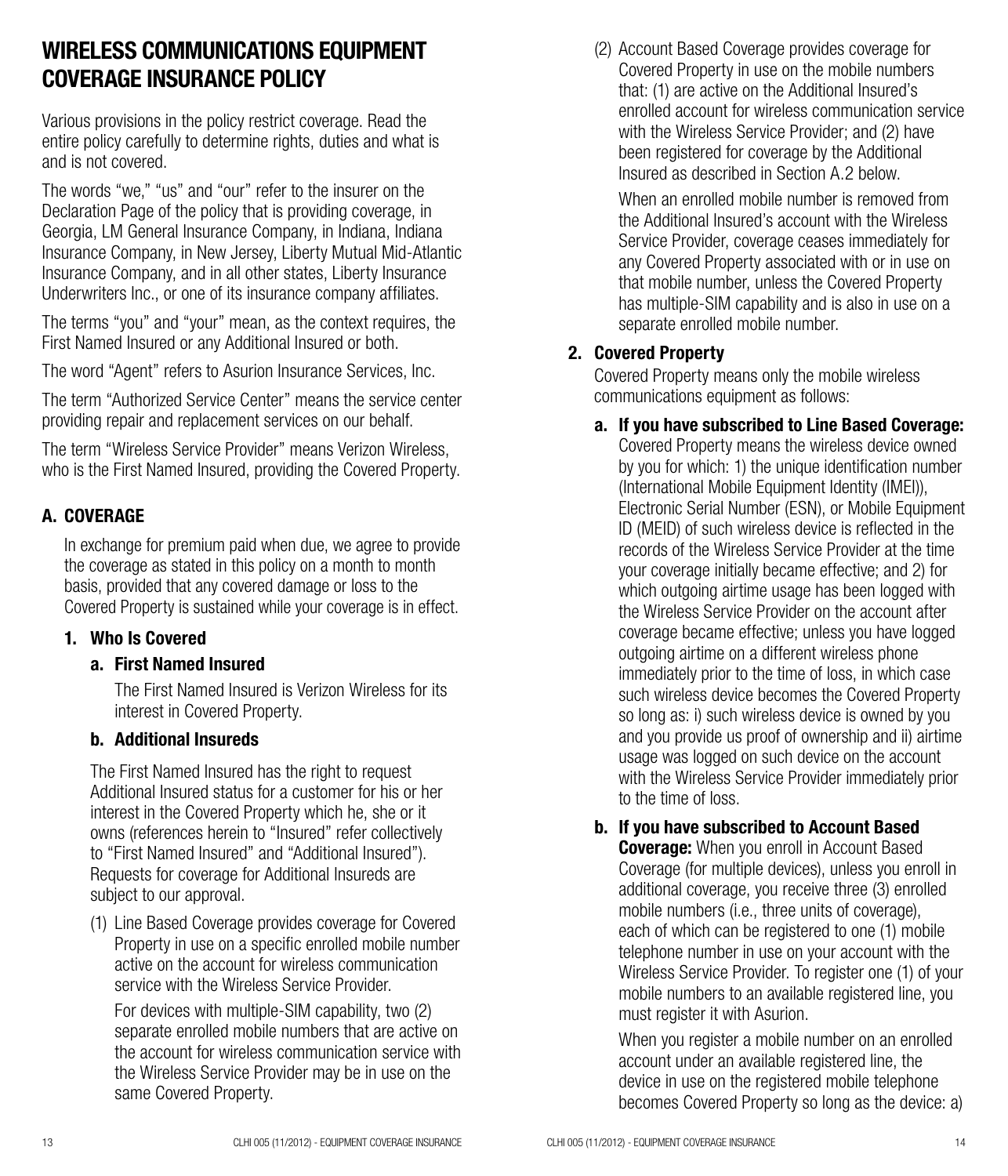# WIRELESS COMMUNICATIONS EQUIPMENT COVERAGE INSURANCE POLICY

Various provisions in the policy restrict coverage. Read the entire policy carefully to determine rights, duties and what is and is not covered.

The words "we," "us" and "our" refer to the insurer on the Declaration Page of the policy that is providing coverage, in Georgia, LM General Insurance Company, in Indiana, Indiana Insurance Company, in New Jersey, Liberty Mutual Mid-Atlantic Insurance Company, and in all other states, Liberty Insurance Underwriters Inc., or one of its insurance company affiliates.

The terms "you" and "your" mean, as the context requires, the First Named Insured or any Additional Insured or both.

The word "Agent" refers to Asurion Insurance Services, Inc.

The term "Authorized Service Center" means the service center providing repair and replacement services on our behalf.

The term "Wireless Service Provider" means Verizon Wireless, who is the First Named Insured, providing the Covered Property.

## A. COVERAGE

In exchange for premium paid when due, we agree to provide the coverage as stated in this policy on a month to month basis, provided that any covered damage or loss to the Covered Property is sustained while your coverage is in effect.

### 1. Who Is Covered

#### a. First Named Insured

The First Named Insured is Verizon Wireless for its interest in Covered Property.

#### b. Additional Insureds

The First Named Insured has the right to request Additional Insured status for a customer for his or her interest in the Covered Property which he, she or it owns (references herein to "Insured" refer collectively to "First Named Insured" and "Additional Insured"). Requests for coverage for Additional Insureds are subject to our approval.

(1) Line Based Coverage provides coverage for Covered Property in use on a specific enrolled mobile number active on the account for wireless communication service with the Wireless Service Provider.

For devices with multiple-SIM capability, two (2) separate enrolled mobile numbers that are active on the account for wireless communication service with the Wireless Service Provider may be in use on the same Covered Property.

(2) Account Based Coverage provides coverage for Covered Property in use on the mobile numbers that: (1) are active on the Additional Insured's enrolled account for wireless communication service with the Wireless Service Provider; and (2) have been registered for coverage by the Additional Insured as described in Section A.2 below.

When an enrolled mobile number is removed from the Additional Insured's account with the Wireless Service Provider, coverage ceases immediately for any Covered Property associated with or in use on that mobile number, unless the Covered Property has multiple-SIM capability and is also in use on a separate enrolled mobile number.

### 2. Covered Property

Covered Property means only the mobile wireless communications equipment as follows:

**a. If you have subscribed to Line Based Coverage:** Covered Property means the wireless device owned by you for which: 1) the unique identification number (International Mobile Equipment Identity (IMEI)), Electronic Serial Number (ESN), or Mobile Equipment ID (MEID) of such wireless device is reflected in the records of the Wireless Service Provider at the time your coverage initially became effective; and 2) for which outgoing airtime usage has been logged with the Wireless Service Provider on the account after coverage became effective; unless you have logged outgoing airtime on a different wireless phone immediately prior to the time of loss, in which case such wireless device becomes the Covered Property so long as: i) such wireless device is owned by you and you provide us proof of ownership and ii) airtime usage was logged on such device on the account with the Wireless Service Provider immediately prior to the time of loss.

**b. If you have subscribed to Account Based Coverage:** When you enroll in Account Based Coverage (for multiple devices), unless you enroll in additional coverage, you receive three (3) enrolled mobile numbers (i.e., three units of coverage), each of which can be registered to one (1) mobile telephone number in use on your account with the Wireless Service Provider. To register one (1) of your mobile numbers to an available registered line, you must register it with Asurion.

When you register a mobile number on an enrolled account under an available registered line, the device in use on the registered mobile telephone becomes Covered Property so long as the device: a)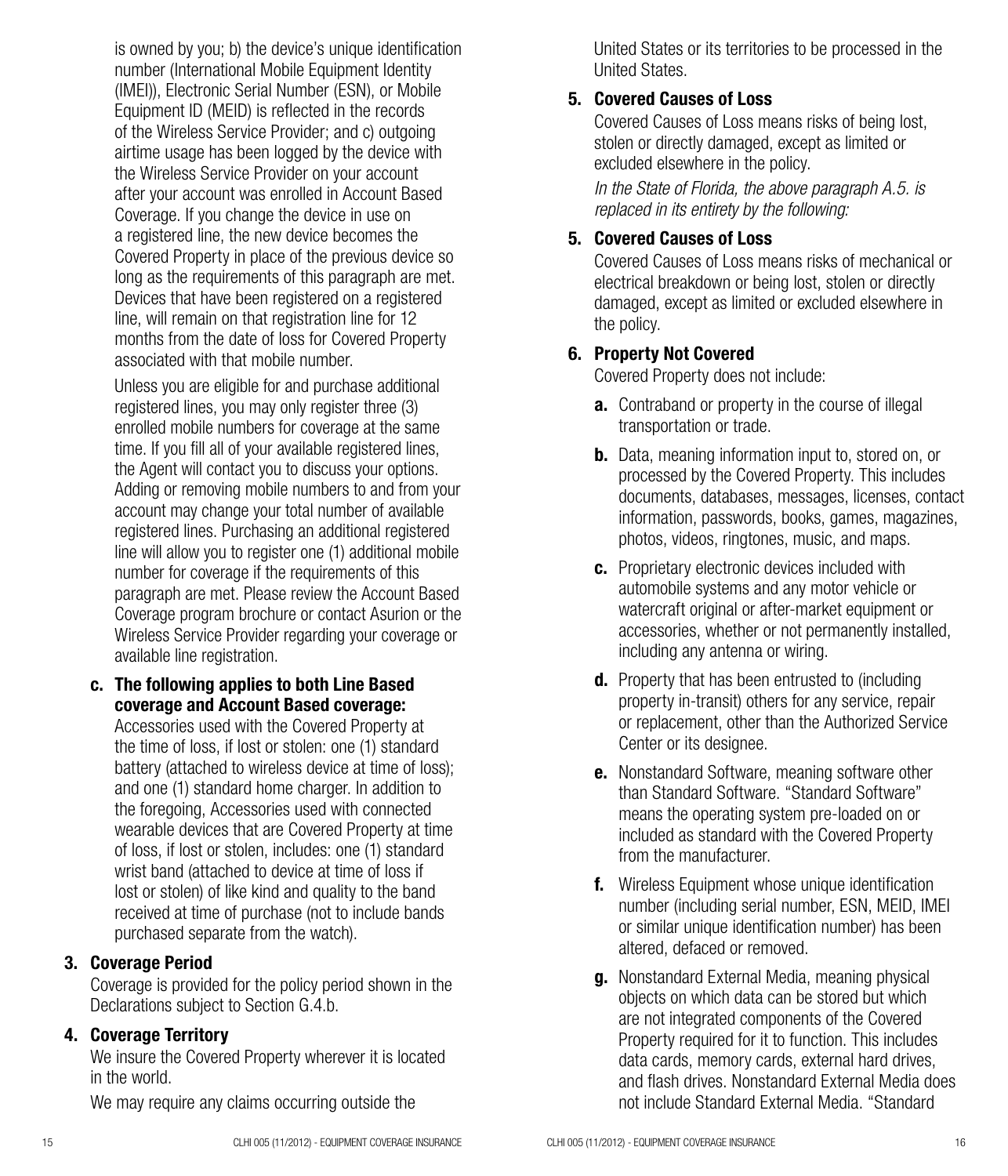is owned by you; b) the device's unique identification number (International Mobile Equipment Identity (IMEI)), Electronic Serial Number (ESN), or Mobile Equipment ID (MEID) is reflected in the records of the Wireless Service Provider; and c) outgoing airtime usage has been logged by the device with the Wireless Service Provider on your account after your account was enrolled in Account Based Coverage. If you change the device in use on a registered line, the new device becomes the Covered Property in place of the previous device so long as the requirements of this paragraph are met. Devices that have been registered on a registered line, will remain on that registration line for 12 months from the date of loss for Covered Property associated with that mobile number.

Unless you are eligible for and purchase additional registered lines, you may only register three (3) enrolled mobile numbers for coverage at the same time. If you fill all of your available registered lines, the Agent will contact you to discuss your options. Adding or removing mobile numbers to and from your account may change your total number of available registered lines. Purchasing an additional registered line will allow you to register one (1) additional mobile number for coverage if the requirements of this paragraph are met. Please review the Account Based Coverage program brochure or contact Asurion or the Wireless Service Provider regarding your coverage or available line registration.

**c. The following applies to both Line Based coverage and Account Based coverage:**
Accessories used with the Covered Property at the time of loss, if lost or stolen: one (1) standard battery (attached to wireless device at time of loss); and one (1) standard home charger. In addition to the foregoing, Accessories used with connected wearable devices that are Covered Property at time of loss, if lost or stolen, includes: one (1) standard wrist band (attached to device at time of loss if lost or stolen) of like kind and quality to the band received at time of purchase (not to include bands purchased separate from the watch).

**3. Coverage Period**

Coverage is provided for the policy period shown in the Declarations subject to Section G.4.b.

**4. Coverage Territory**

We insure the Covered Property wherever it is located in the world.

We may require any claims occurring outside the United States or its territories to be processed in the United States.

**5. Covered Causes of Loss**

Covered Causes of Loss means risks of being lost, stolen or directly damaged, except as limited or excluded elsewhere in the policy.

*In the State of Florida, the above paragraph A.5. is replaced in its entirety by the following:*

**5. Covered Causes of Loss**

Covered Causes of Loss means risks of mechanical or electrical breakdown or being lost, stolen or directly damaged, except as limited or excluded elsewhere in the policy.

**6. Property Not Covered**

Covered Property does not include:

**a.** Contraband or property in the course of illegal transportation or trade.

**b.** Data, meaning information input to, stored on, or processed by the Covered Property. This includes documents, databases, messages, licenses, contact information, passwords, books, games, magazines, photos, videos, ringtones, music, and maps.

**c.** Proprietary electronic devices included with automobile systems and any motor vehicle or watercraft original or after-market equipment or accessories, whether or not permanently installed, including any antenna or wiring.

**d.** Property that has been entrusted to (including property in-transit) others for any service, repair or replacement, other than the Authorized Service Center or its designee.

**e.** Nonstandard Software, meaning software other than Standard Software. "Standard Software" means the operating system pre-loaded on or included as standard with the Covered Property from the manufacturer.

**f.** Wireless Equipment whose unique identification number (including serial number, ESN, MEID, IMEI or similar unique identification number) has been altered, defaced or removed.

**g.** Nonstandard External Media, meaning physical objects on which data can be stored but which are not integrated components of the Covered Property required for it to function. This includes data cards, memory cards, external hard drives, and flash drives. Nonstandard External Media does not include Standard External Media. "Standard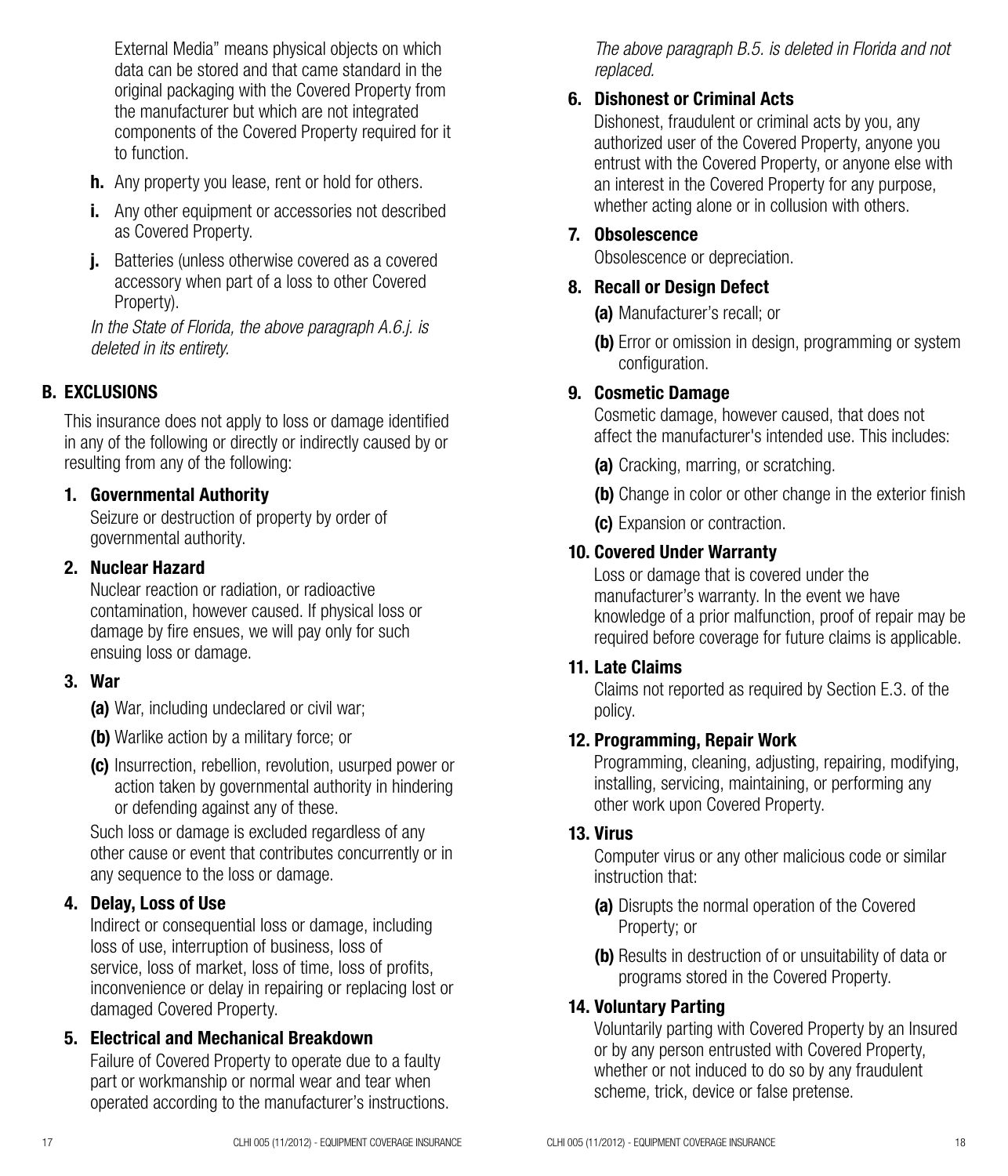External Media" means physical objects on which data can be stored and that came standard in the original packaging with the Covered Property from the manufacturer but which are not integrated components of the Covered Property required for it to function.

**h.** Any property you lease, rent or hold for others.

**i.** Any other equipment or accessories not described as Covered Property.

**j.** Batteries (unless otherwise covered as a covered accessory when part of a loss to other Covered Property).

*In the State of Florida, the above paragraph A.6.j. is deleted in its entirety.*

## B. EXCLUSIONS

This insurance does not apply to loss or damage identified in any of the following or directly or indirectly caused by or resulting from any of the following:

### 1. Governmental Authority

Seizure or destruction of property by order of governmental authority.

### 2. Nuclear Hazard

Nuclear reaction or radiation, or radioactive contamination, however caused. If physical loss or damage by fire ensues, we will pay only for such ensuing loss or damage.

### 3. War

**(a)** War, including undeclared or civil war;

**(b)** Warlike action by a military force; or

**(c)** Insurrection, rebellion, revolution, usurped power or action taken by governmental authority in hindering or defending against any of these.

Such loss or damage is excluded regardless of any other cause or event that contributes concurrently or in any sequence to the loss or damage.

### 4. Delay, Loss of Use

Indirect or consequential loss or damage, including loss of use, interruption of business, loss of service, loss of market, loss of time, loss of profits, inconvenience or delay in repairing or replacing lost or damaged Covered Property.

### 5. Electrical and Mechanical Breakdown

Failure of Covered Property to operate due to a faulty part or workmanship or normal wear and tear when operated according to the manufacturer's instructions.

*The above paragraph B.5. is deleted in Florida and not replaced.*

### 6. Dishonest or Criminal Acts

Dishonest, fraudulent or criminal acts by you, any authorized user of the Covered Property, anyone you entrust with the Covered Property, or anyone else with an interest in the Covered Property for any purpose, whether acting alone or in collusion with others.

### 7. Obsolescence

Obsolescence or depreciation.

### 8. Recall or Design Defect

**(a)** Manufacturer's recall; or

**(b)** Error or omission in design, programming or system configuration.

### 9. Cosmetic Damage

Cosmetic damage, however caused, that does not affect the manufacturer's intended use. This includes:

**(a)** Cracking, marring, or scratching.

**(b)** Change in color or other change in the exterior finish

**(c)** Expansion or contraction.

### 10. Covered Under Warranty

Loss or damage that is covered under the manufacturer's warranty. In the event we have knowledge of a prior malfunction, proof of repair may be required before coverage for future claims is applicable.

### 11. Late Claims

Claims not reported as required by Section E.3. of the policy.

### 12. Programming, Repair Work

Programming, cleaning, adjusting, repairing, modifying, installing, servicing, maintaining, or performing any other work upon Covered Property.

### 13. Virus

Computer virus or any other malicious code or similar instruction that:

**(a)** Disrupts the normal operation of the Covered Property; or

**(b)** Results in destruction of or unsuitability of data or programs stored in the Covered Property.

### 14. Voluntary Parting

Voluntarily parting with Covered Property by an Insured or by any person entrusted with Covered Property, whether or not induced to do so by any fraudulent scheme, trick, device or false pretense.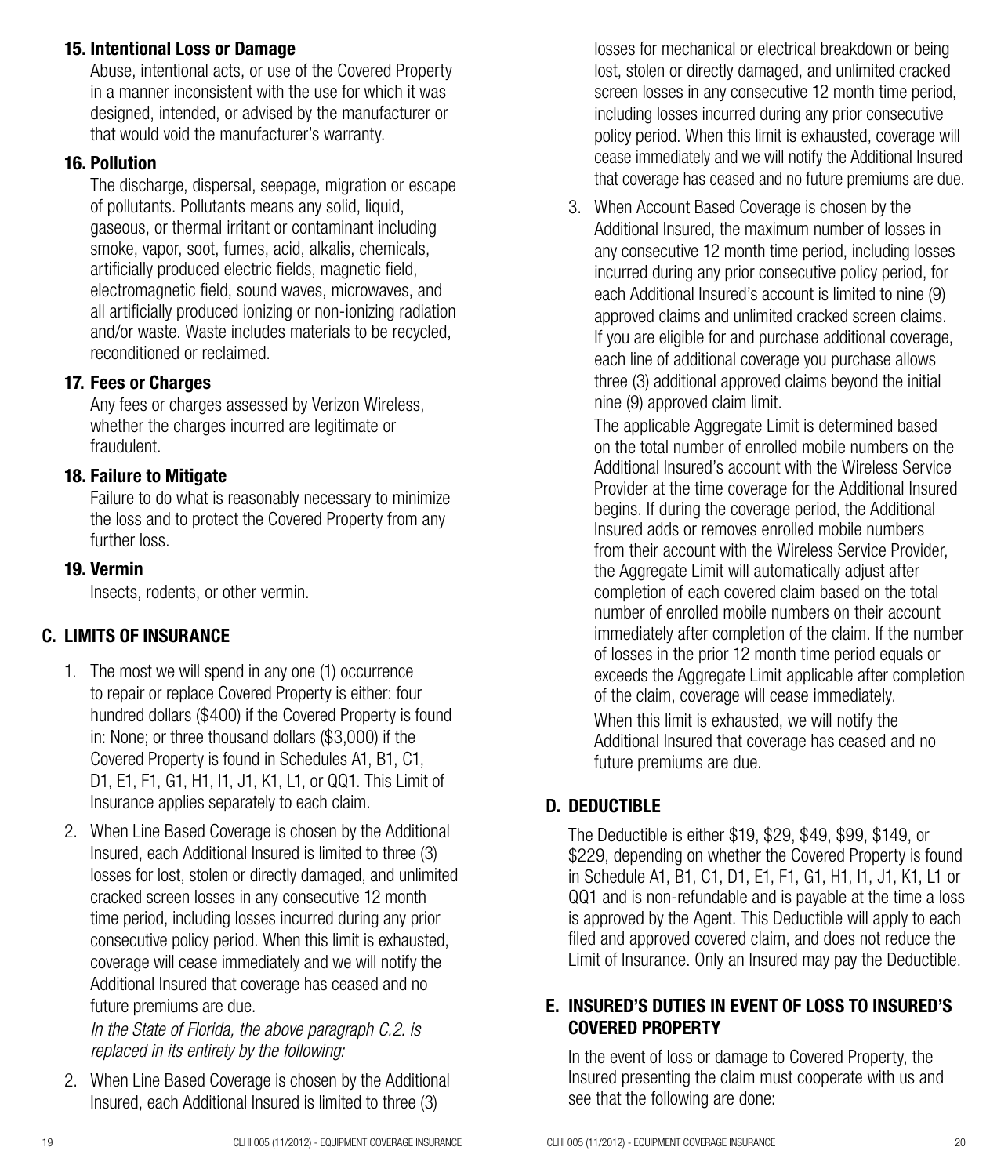### 15. Intentional Loss or Damage

Abuse, intentional acts, or use of the Covered Property in a manner inconsistent with the use for which it was designed, intended, or advised by the manufacturer or that would void the manufacturer's warranty.

### 16. Pollution

The discharge, dispersal, seepage, migration or escape of pollutants. Pollutants means any solid, liquid, gaseous, or thermal irritant or contaminant including smoke, vapor, soot, fumes, acid, alkalis, chemicals, artificially produced electric fields, magnetic field, electromagnetic field, sound waves, microwaves, and all artificially produced ionizing or non-ionizing radiation and/or waste. Waste includes materials to be recycled, reconditioned or reclaimed.

### 17. Fees or Charges

Any fees or charges assessed by Verizon Wireless, whether the charges incurred are legitimate or fraudulent.

### 18. Failure to Mitigate

Failure to do what is reasonably necessary to minimize the loss and to protect the Covered Property from any further loss.

### 19. Vermin

Insects, rodents, or other vermin.

## C. LIMITS OF INSURANCE

1. The most we will spend in any one (1) occurrence to repair or replace Covered Property is either: four hundred dollars ($400) if the Covered Property is found in: None; or three thousand dollars ($3,000) if the Covered Property is found in Schedules A1, B1, C1, D1, E1, F1, G1, H1, I1, J1, K1, L1, or QQ1. This Limit of Insurance applies separately to each claim.

2. When Line Based Coverage is chosen by the Additional Insured, each Additional Insured is limited to three (3) losses for lost, stolen or directly damaged, and unlimited cracked screen losses in any consecutive 12 month time period, including losses incurred during any prior consecutive policy period. When this limit is exhausted, coverage will cease immediately and we will notify the Additional Insured that coverage has ceased and no future premiums are due.

   *In the State of Florida, the above paragraph C.2. is replaced in its entirety by the following:*

2. When Line Based Coverage is chosen by the Additional Insured, each Additional Insured is limited to three (3) losses for mechanical or electrical breakdown or being lost, stolen or directly damaged, and unlimited cracked screen losses in any consecutive 12 month time period, including losses incurred during any prior consecutive policy period. When this limit is exhausted, coverage will cease immediately and we will notify the Additional Insured that coverage has ceased and no future premiums are due.

3. When Account Based Coverage is chosen by the Additional Insured, the maximum number of losses in any consecutive 12 month time period, including losses incurred during any prior consecutive policy period, for each Additional Insured's account is limited to nine (9) approved claims and unlimited cracked screen claims. If you are eligible for and purchase additional coverage, each line of additional coverage you purchase allows three (3) additional approved claims beyond the initial nine (9) approved claim limit.

   The applicable Aggregate Limit is determined based on the total number of enrolled mobile numbers on the Additional Insured's account with the Wireless Service Provider at the time coverage for the Additional Insured begins. If during the coverage period, the Additional Insured adds or removes enrolled mobile numbers from their account with the Wireless Service Provider, the Aggregate Limit will automatically adjust after completion of each covered claim based on the total number of enrolled mobile numbers on their account immediately after completion of the claim. If the number of losses in the prior 12 month time period equals or exceeds the Aggregate Limit applicable after completion of the claim, coverage will cease immediately.

   When this limit is exhausted, we will notify the Additional Insured that coverage has ceased and no future premiums are due.

## D. DEDUCTIBLE

The Deductible is either $19, $29, $49, $99, $149, or $229, depending on whether the Covered Property is found in Schedule A1, B1, C1, D1, E1, F1, G1, H1, I1, J1, K1, L1 or QQ1 and is non-refundable and is payable at the time a loss is approved by the Agent. This Deductible will apply to each filed and approved covered claim, and does not reduce the Limit of Insurance. Only an Insured may pay the Deductible.

## E. INSURED'S DUTIES IN EVENT OF LOSS TO INSURED'S COVERED PROPERTY

In the event of loss or damage to Covered Property, the Insured presenting the claim must cooperate with us and see that the following are done: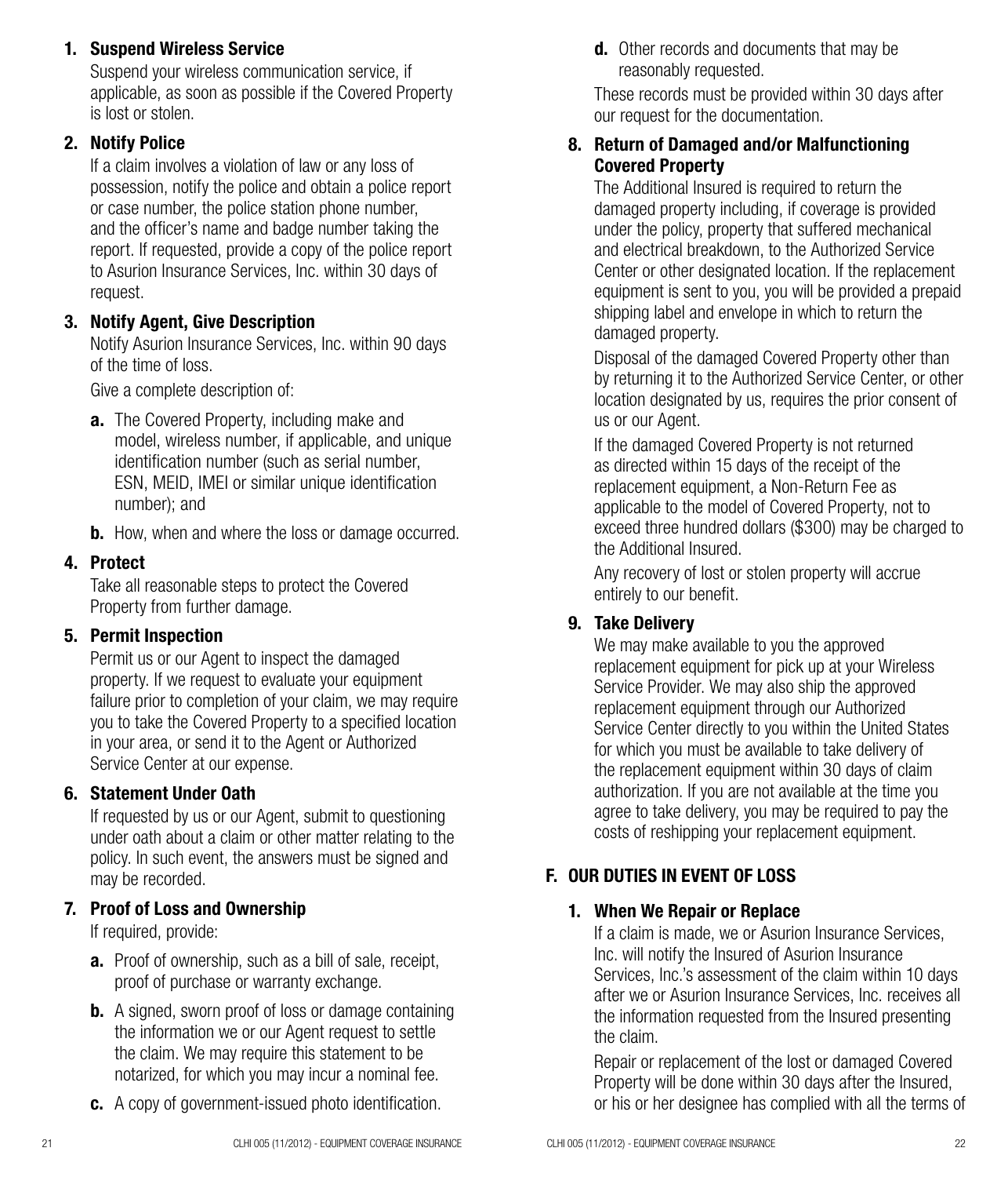**1. Suspend Wireless Service**

Suspend your wireless communication service, if applicable, as soon as possible if the Covered Property is lost or stolen.

**2. Notify Police**

If a claim involves a violation of law or any loss of possession, notify the police and obtain a police report or case number, the police station phone number, and the officer's name and badge number taking the report. If requested, provide a copy of the police report to Asurion Insurance Services, Inc. within 30 days of request.

**3. Notify Agent, Give Description**

Notify Asurion Insurance Services, Inc. within 90 days of the time of loss.

Give a complete description of:

**a.** The Covered Property, including make and model, wireless number, if applicable, and unique identification number (such as serial number, ESN, MEID, IMEI or similar unique identification number); and

**b.** How, when and where the loss or damage occurred.

**4. Protect**

Take all reasonable steps to protect the Covered Property from further damage.

**5. Permit Inspection**

Permit us or our Agent to inspect the damaged property. If we request to evaluate your equipment failure prior to completion of your claim, we may require you to take the Covered Property to a specified location in your area, or send it to the Agent or Authorized Service Center at our expense.

**6. Statement Under Oath**

If requested by us or our Agent, submit to questioning under oath about a claim or other matter relating to the policy. In such event, the answers must be signed and may be recorded.

**7. Proof of Loss and Ownership**

If required, provide:

**a.** Proof of ownership, such as a bill of sale, receipt, proof of purchase or warranty exchange.

**b.** A signed, sworn proof of loss or damage containing the information we or our Agent request to settle the claim. We may require this statement to be notarized, for which you may incur a nominal fee.

**c.** A copy of government-issued photo identification.

**d.** Other records and documents that may be reasonably requested.

These records must be provided within 30 days after our request for the documentation.

**8. Return of Damaged and/or Malfunctioning Covered Property**

The Additional Insured is required to return the damaged property including, if coverage is provided under the policy, property that suffered mechanical and electrical breakdown, to the Authorized Service Center or other designated location. If the replacement equipment is sent to you, you will be provided a prepaid shipping label and envelope in which to return the damaged property.

Disposal of the damaged Covered Property other than by returning it to the Authorized Service Center, or other location designated by us, requires the prior consent of us or our Agent.

If the damaged Covered Property is not returned as directed within 15 days of the receipt of the replacement equipment, a Non-Return Fee as applicable to the model of Covered Property, not to exceed three hundred dollars ($300) may be charged to the Additional Insured.

Any recovery of lost or stolen property will accrue entirely to our benefit.

**9. Take Delivery**

We may make available to you the approved replacement equipment for pick up at your Wireless Service Provider. We may also ship the approved replacement equipment through our Authorized Service Center directly to you within the United States for which you must be available to take delivery of the replacement equipment within 30 days of claim authorization. If you are not available at the time you agree to take delivery, you may be required to pay the costs of reshipping your replacement equipment.

## F. OUR DUTIES IN EVENT OF LOSS

**1. When We Repair or Replace**

If a claim is made, we or Asurion Insurance Services, Inc. will notify the Insured of Asurion Insurance Services, Inc.'s assessment of the claim within 10 days after we or Asurion Insurance Services, Inc. receives all the information requested from the Insured presenting the claim.

Repair or replacement of the lost or damaged Covered Property will be done within 30 days after the Insured, or his or her designee has complied with all the terms of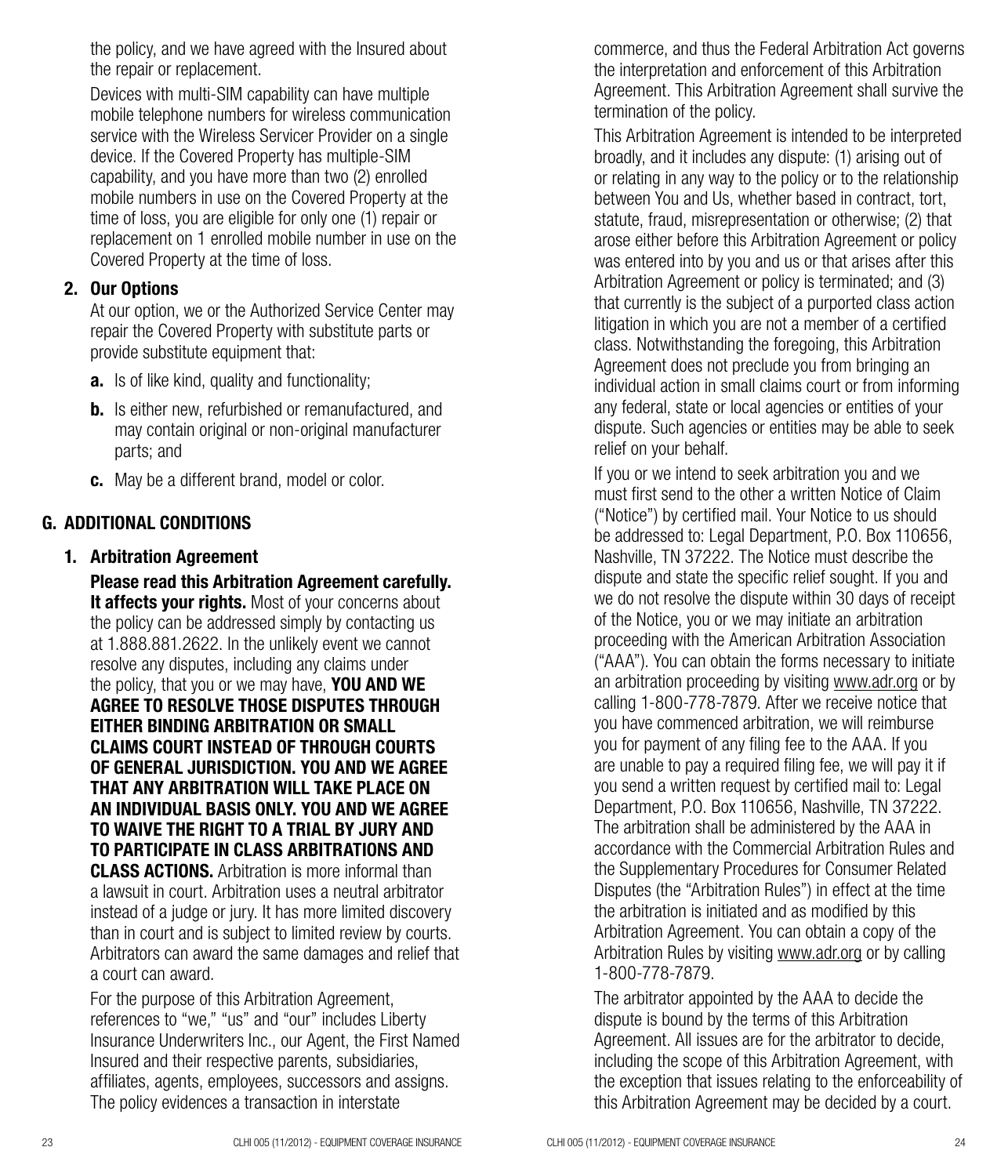the policy, and we have agreed with the Insured about the repair or replacement.

Devices with multi-SIM capability can have multiple mobile telephone numbers for wireless communication service with the Wireless Servicer Provider on a single device. If the Covered Property has multiple-SIM capability, and you have more than two (2) enrolled mobile numbers in use on the Covered Property at the time of loss, you are eligible for only one (1) repair or replacement on 1 enrolled mobile number in use on the Covered Property at the time of loss.

**2. Our Options**

At our option, we or the Authorized Service Center may repair the Covered Property with substitute parts or provide substitute equipment that:

**a.** Is of like kind, quality and functionality;

**b.** Is either new, refurbished or remanufactured, and may contain original or non-original manufacturer parts; and

**c.** May be a different brand, model or color.

## G. ADDITIONAL CONDITIONS

### 1. Arbitration Agreement

**Please read this Arbitration Agreement carefully. It affects your rights.** Most of your concerns about the policy can be addressed simply by contacting us at 1.888.881.2622. In the unlikely event we cannot resolve any disputes, including any claims under the policy, that you or we may have, **YOU AND WE AGREE TO RESOLVE THOSE DISPUTES THROUGH EITHER BINDING ARBITRATION OR SMALL CLAIMS COURT INSTEAD OF THROUGH COURTS OF GENERAL JURISDICTION. YOU AND WE AGREE THAT ANY ARBITRATION WILL TAKE PLACE ON AN INDIVIDUAL BASIS ONLY. YOU AND WE AGREE TO WAIVE THE RIGHT TO A TRIAL BY JURY AND TO PARTICIPATE IN CLASS ARBITRATIONS AND CLASS ACTIONS.** Arbitration is more informal than a lawsuit in court. Arbitration uses a neutral arbitrator instead of a judge or jury. It has more limited discovery than in court and is subject to limited review by courts. Arbitrators can award the same damages and relief that a court can award.

For the purpose of this Arbitration Agreement, references to "we," "us" and "our" includes Liberty Insurance Underwriters Inc., our Agent, the First Named Insured and their respective parents, subsidiaries, affiliates, agents, employees, successors and assigns. The policy evidences a transaction in interstate commerce, and thus the Federal Arbitration Act governs the interpretation and enforcement of this Arbitration Agreement. This Arbitration Agreement shall survive the termination of the policy.

This Arbitration Agreement is intended to be interpreted broadly, and it includes any dispute: (1) arising out of or relating in any way to the policy or to the relationship between You and Us, whether based in contract, tort, statute, fraud, misrepresentation or otherwise; (2) that arose either before this Arbitration Agreement or policy was entered into by you and us or that arises after this Arbitration Agreement or policy is terminated; and (3) that currently is the subject of a purported class action litigation in which you are not a member of a certified class. Notwithstanding the foregoing, this Arbitration Agreement does not preclude you from bringing an individual action in small claims court or from informing any federal, state or local agencies or entities of your dispute. Such agencies or entities may be able to seek relief on your behalf.

If you or we intend to seek arbitration you and we must first send to the other a written Notice of Claim ("Notice") by certified mail. Your Notice to us should be addressed to: Legal Department, P.O. Box 110656, Nashville, TN 37222. The Notice must describe the dispute and state the specific relief sought. If you and we do not resolve the dispute within 30 days of receipt of the Notice, you or we may initiate an arbitration proceeding with the American Arbitration Association ("AAA"). You can obtain the forms necessary to initiate an arbitration proceeding by visiting www.adr.org or by calling 1-800-778-7879. After we receive notice that you have commenced arbitration, we will reimburse you for payment of any filing fee to the AAA. If you are unable to pay a required filing fee, we will pay it if you send a written request by certified mail to: Legal Department, P.O. Box 110656, Nashville, TN 37222. The arbitration shall be administered by the AAA in accordance with the Commercial Arbitration Rules and the Supplementary Procedures for Consumer Related Disputes (the "Arbitration Rules") in effect at the time the arbitration is initiated and as modified by this Arbitration Agreement. You can obtain a copy of the Arbitration Rules by visiting www.adr.org or by calling 1-800-778-7879.

The arbitrator appointed by the AAA to decide the dispute is bound by the terms of this Arbitration Agreement. All issues are for the arbitrator to decide, including the scope of this Arbitration Agreement, with the exception that issues relating to the enforceability of this Arbitration Agreement may be decided by a court.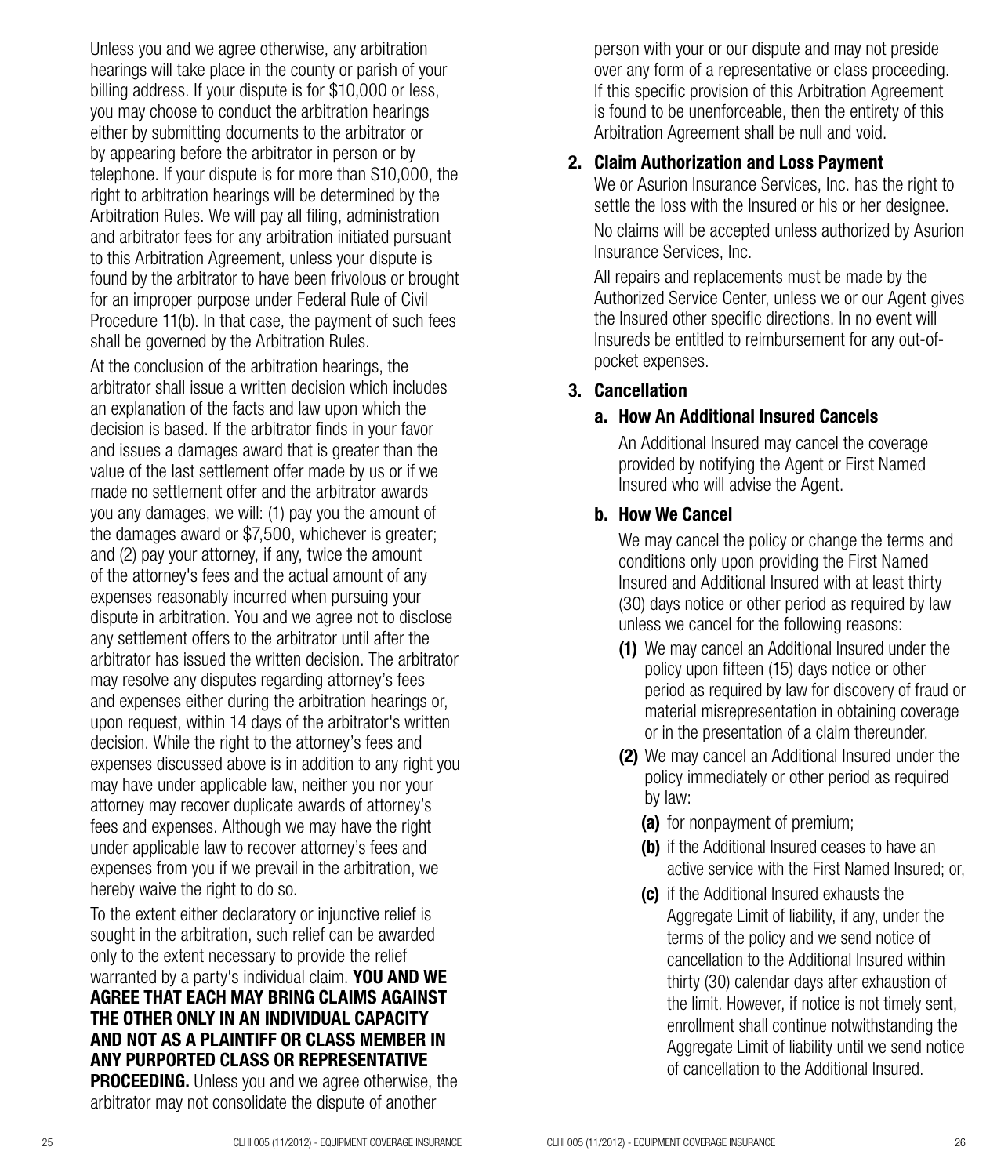Unless you and we agree otherwise, any arbitration hearings will take place in the county or parish of your billing address. If your dispute is for $10,000 or less, you may choose to conduct the arbitration hearings either by submitting documents to the arbitrator or by appearing before the arbitrator in person or by telephone. If your dispute is for more than $10,000, the right to arbitration hearings will be determined by the Arbitration Rules. We will pay all filing, administration and arbitrator fees for any arbitration initiated pursuant to this Arbitration Agreement, unless your dispute is found by the arbitrator to have been frivolous or brought for an improper purpose under Federal Rule of Civil Procedure 11(b). In that case, the payment of such fees shall be governed by the Arbitration Rules.

At the conclusion of the arbitration hearings, the arbitrator shall issue a written decision which includes an explanation of the facts and law upon which the decision is based. If the arbitrator finds in your favor and issues a damages award that is greater than the value of the last settlement offer made by us or if we made no settlement offer and the arbitrator awards you any damages, we will: (1) pay you the amount of the damages award or $7,500, whichever is greater; and (2) pay your attorney, if any, twice the amount of the attorney's fees and the actual amount of any expenses reasonably incurred when pursuing your dispute in arbitration. You and we agree not to disclose any settlement offers to the arbitrator until after the arbitrator has issued the written decision. The arbitrator may resolve any disputes regarding attorney's fees and expenses either during the arbitration hearings or, upon request, within 14 days of the arbitrator's written decision. While the right to the attorney's fees and expenses discussed above is in addition to any right you may have under applicable law, neither you nor your attorney may recover duplicate awards of attorney's fees and expenses. Although we may have the right under applicable law to recover attorney's fees and expenses from you if we prevail in the arbitration, we hereby waive the right to do so.

To the extent either declaratory or injunctive relief is sought in the arbitration, such relief can be awarded only to the extent necessary to provide the relief warranted by a party's individual claim. **YOU AND WE AGREE THAT EACH MAY BRING CLAIMS AGAINST THE OTHER ONLY IN AN INDIVIDUAL CAPACITY AND NOT AS A PLAINTIFF OR CLASS MEMBER IN ANY PURPORTED CLASS OR REPRESENTATIVE PROCEEDING.** Unless you and we agree otherwise, the arbitrator may not consolidate the dispute of another person with your or our dispute and may not preside over any form of a representative or class proceeding. If this specific provision of this Arbitration Agreement is found to be unenforceable, then the entirety of this Arbitration Agreement shall be null and void.

**2. Claim Authorization and Loss Payment**

We or Asurion Insurance Services, Inc. has the right to settle the loss with the Insured or his or her designee.

No claims will be accepted unless authorized by Asurion Insurance Services, Inc.

All repairs and replacements must be made by the Authorized Service Center, unless we or our Agent gives the Insured other specific directions. In no event will Insureds be entitled to reimbursement for any out-of-pocket expenses.

**3. Cancellation**

**a. How An Additional Insured Cancels**

An Additional Insured may cancel the coverage provided by notifying the Agent or First Named Insured who will advise the Agent.

**b. How We Cancel**

We may cancel the policy or change the terms and conditions only upon providing the First Named Insured and Additional Insured with at least thirty (30) days notice or other period as required by law unless we cancel for the following reasons:

**(1)** We may cancel an Additional Insured under the policy upon fifteen (15) days notice or other period as required by law for discovery of fraud or material misrepresentation in obtaining coverage or in the presentation of a claim thereunder.

**(2)** We may cancel an Additional Insured under the policy immediately or other period as required by law:

**(a)** for nonpayment of premium;

**(b)** if the Additional Insured ceases to have an active service with the First Named Insured; or,

**(c)** if the Additional Insured exhausts the Aggregate Limit of liability, if any, under the terms of the policy and we send notice of cancellation to the Additional Insured within thirty (30) calendar days after exhaustion of the limit. However, if notice is not timely sent, enrollment shall continue notwithstanding the Aggregate Limit of liability until we send notice of cancellation to the Additional Insured.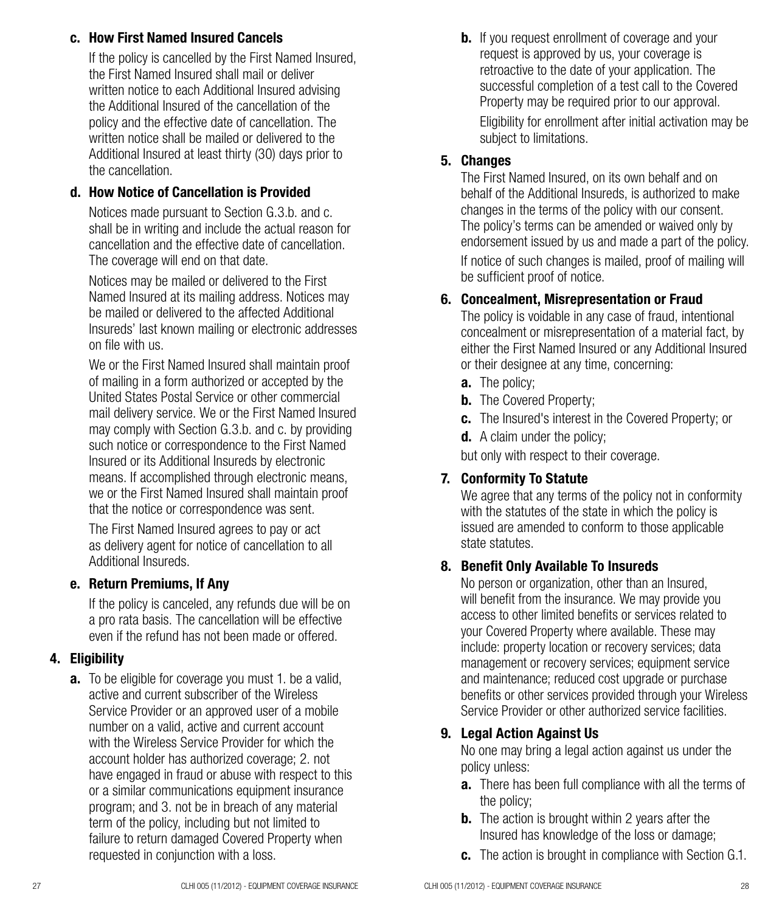### c. How First Named Insured Cancels

If the policy is cancelled by the First Named Insured, the First Named Insured shall mail or deliver written notice to each Additional Insured advising the Additional Insured of the cancellation of the policy and the effective date of cancellation. The written notice shall be mailed or delivered to the Additional Insured at least thirty (30) days prior to the cancellation.

### d. How Notice of Cancellation is Provided

Notices made pursuant to Section G.3.b. and c. shall be in writing and include the actual reason for cancellation and the effective date of cancellation. The coverage will end on that date.

Notices may be mailed or delivered to the First Named Insured at its mailing address. Notices may be mailed or delivered to the affected Additional Insureds' last known mailing or electronic addresses on file with us.

We or the First Named Insured shall maintain proof of mailing in a form authorized or accepted by the United States Postal Service or other commercial mail delivery service. We or the First Named Insured may comply with Section G.3.b. and c. by providing such notice or correspondence to the First Named Insured or its Additional Insureds by electronic means. If accomplished through electronic means, we or the First Named Insured shall maintain proof that the notice or correspondence was sent.

The First Named Insured agrees to pay or act as delivery agent for notice of cancellation to all Additional Insureds.

### e. Return Premiums, If Any

If the policy is canceled, any refunds due will be on a pro rata basis. The cancellation will be effective even if the refund has not been made or offered.

## 4. Eligibility

**a.** To be eligible for coverage you must 1. be a valid, active and current subscriber of the Wireless Service Provider or an approved user of a mobile number on a valid, active and current account with the Wireless Service Provider for which the account holder has authorized coverage; 2. not have engaged in fraud or abuse with respect to this or a similar communications equipment insurance program; and 3. not be in breach of any material term of the policy, including but not limited to failure to return damaged Covered Property when requested in conjunction with a loss.

**b.** If you request enrollment of coverage and your request is approved by us, your coverage is retroactive to the date of your application. The successful completion of a test call to the Covered Property may be required prior to our approval.

Eligibility for enrollment after initial activation may be subject to limitations.

## 5. Changes

The First Named Insured, on its own behalf and on behalf of the Additional Insureds, is authorized to make changes in the terms of the policy with our consent. The policy's terms can be amended or waived only by endorsement issued by us and made a part of the policy.

If notice of such changes is mailed, proof of mailing will be sufficient proof of notice.

## 6. Concealment, Misrepresentation or Fraud

The policy is voidable in any case of fraud, intentional concealment or misrepresentation of a material fact, by either the First Named Insured or any Additional Insured or their designee at any time, concerning:

**a.** The policy;

**b.** The Covered Property;

**c.** The Insured's interest in the Covered Property; or

**d.** A claim under the policy;

but only with respect to their coverage.

## 7. Conformity To Statute

We agree that any terms of the policy not in conformity with the statutes of the state in which the policy is issued are amended to conform to those applicable state statutes.

## 8. Benefit Only Available To Insureds

No person or organization, other than an Insured, will benefit from the insurance. We may provide you access to other limited benefits or services related to your Covered Property where available. These may include: property location or recovery services; data management or recovery services; equipment service and maintenance; reduced cost upgrade or purchase benefits or other services provided through your Wireless Service Provider or other authorized service facilities.

## 9. Legal Action Against Us

No one may bring a legal action against us under the policy unless:

**a.** There has been full compliance with all the terms of the policy;

**b.** The action is brought within 2 years after the Insured has knowledge of the loss or damage;

**c.** The action is brought in compliance with Section G.1.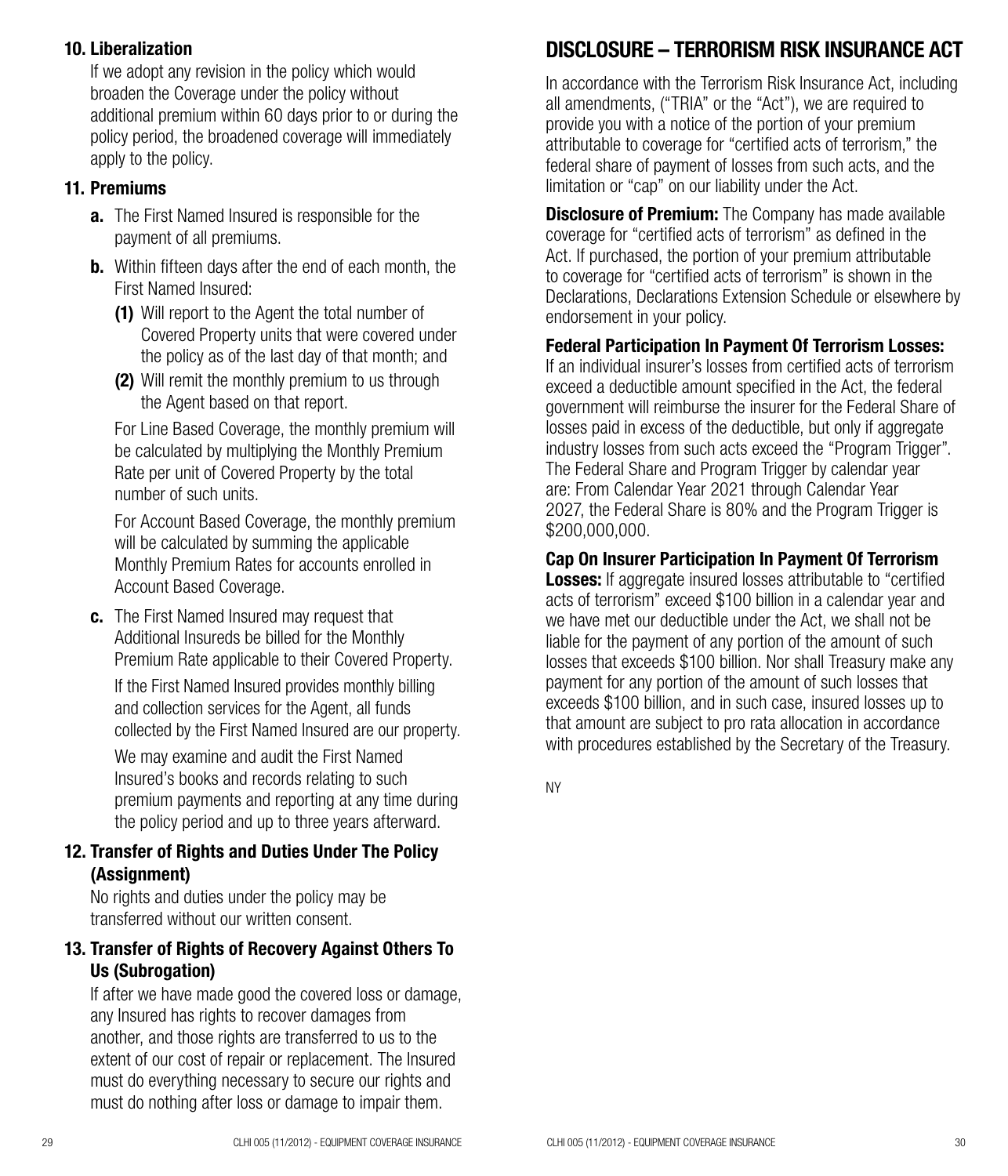**10. Liberalization**

If we adopt any revision in the policy which would broaden the Coverage under the policy without additional premium within 60 days prior to or during the policy period, the broadened coverage will immediately apply to the policy.

**11. Premiums**

- **a.** The First Named Insured is responsible for the payment of all premiums.
- **b.** Within fifteen days after the end of each month, the First Named Insured:
  - **(1)** Will report to the Agent the total number of Covered Property units that were covered under the policy as of the last day of that month; and
  - **(2)** Will remit the monthly premium to us through the Agent based on that report.

  For Line Based Coverage, the monthly premium will be calculated by multiplying the Monthly Premium Rate per unit of Covered Property by the total number of such units.

  For Account Based Coverage, the monthly premium will be calculated by summing the applicable Monthly Premium Rates for accounts enrolled in Account Based Coverage.
- **c.** The First Named Insured may request that Additional Insureds be billed for the Monthly Premium Rate applicable to their Covered Property.

  If the First Named Insured provides monthly billing and collection services for the Agent, all funds collected by the First Named Insured are our property.

  We may examine and audit the First Named Insured's books and records relating to such premium payments and reporting at any time during the policy period and up to three years afterward.

**12. Transfer of Rights and Duties Under The Policy (Assignment)**

No rights and duties under the policy may be transferred without our written consent.

**13. Transfer of Rights of Recovery Against Others To Us (Subrogation)**

If after we have made good the covered loss or damage, any Insured has rights to recover damages from another, and those rights are transferred to us to the extent of our cost of repair or replacement. The Insured must do everything necessary to secure our rights and must do nothing after loss or damage to impair them.

## DISCLOSURE – TERRORISM RISK INSURANCE ACT

In accordance with the Terrorism Risk Insurance Act, including all amendments, ("TRIA" or the "Act"), we are required to provide you with a notice of the portion of your premium attributable to coverage for "certified acts of terrorism," the federal share of payment of losses from such acts, and the limitation or "cap" on our liability under the Act.

**Disclosure of Premium:** The Company has made available coverage for "certified acts of terrorism" as defined in the Act. If purchased, the portion of your premium attributable to coverage for "certified acts of terrorism" is shown in the Declarations, Declarations Extension Schedule or elsewhere by endorsement in your policy.

**Federal Participation In Payment Of Terrorism Losses:** If an individual insurer's losses from certified acts of terrorism exceed a deductible amount specified in the Act, the federal government will reimburse the insurer for the Federal Share of losses paid in excess of the deductible, but only if aggregate industry losses from such acts exceed the "Program Trigger". The Federal Share and Program Trigger by calendar year are: From Calendar Year 2021 through Calendar Year 2027, the Federal Share is 80% and the Program Trigger is $200,000,000.

**Cap On Insurer Participation In Payment Of Terrorism Losses:** If aggregate insured losses attributable to "certified acts of terrorism" exceed $100 billion in a calendar year and we have met our deductible under the Act, we shall not be liable for the payment of any portion of the amount of such losses that exceeds $100 billion. Nor shall Treasury make any payment for any portion of the amount of such losses that exceeds $100 billion, and in such case, insured losses up to that amount are subject to pro rata allocation in accordance with procedures established by the Secretary of the Treasury.

NY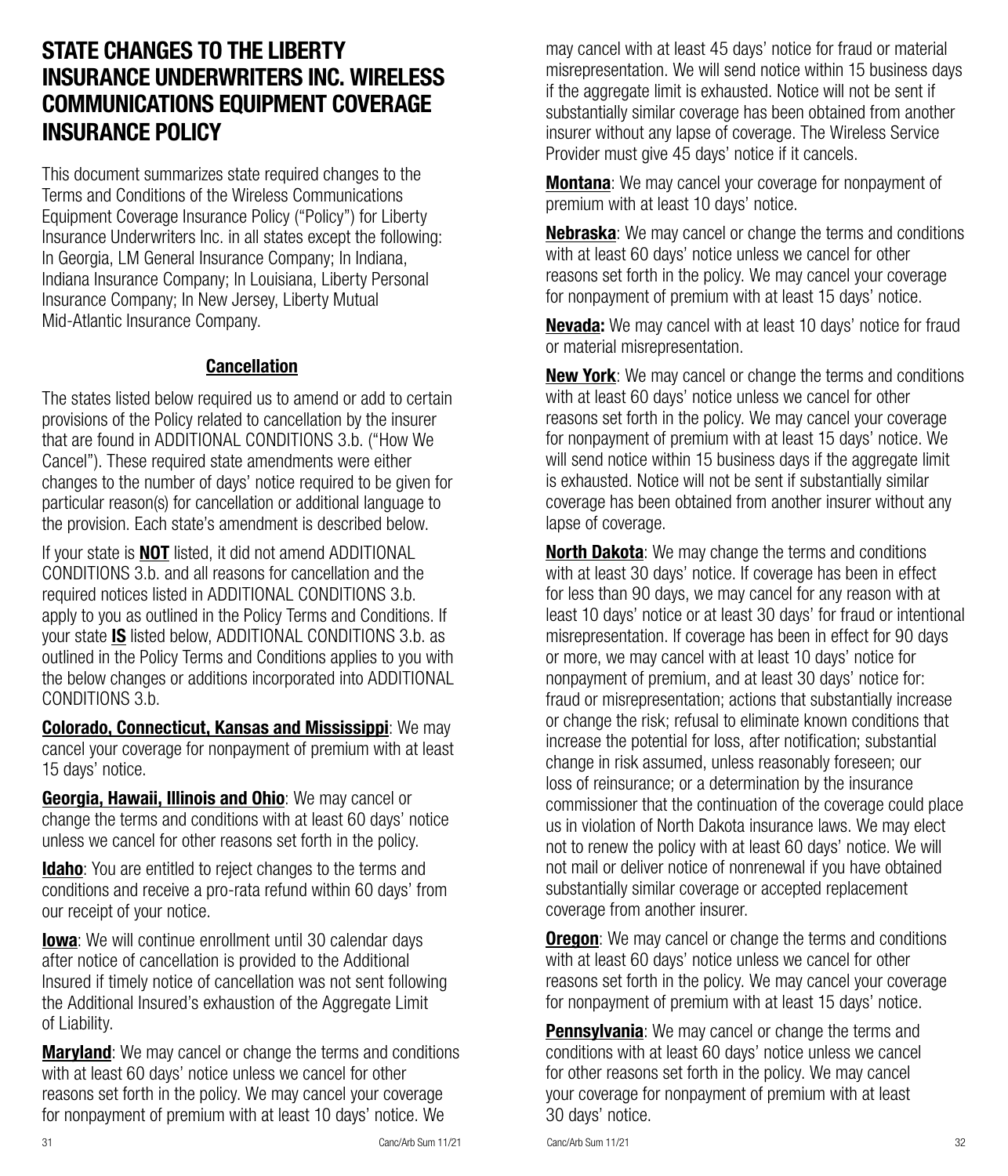# STATE CHANGES TO THE LIBERTY INSURANCE UNDERWRITERS INC. WIRELESS COMMUNICATIONS EQUIPMENT COVERAGE INSURANCE POLICY

This document summarizes state required changes to the Terms and Conditions of the Wireless Communications Equipment Coverage Insurance Policy ("Policy") for Liberty Insurance Underwriters Inc. in all states except the following: In Georgia, LM General Insurance Company; In Indiana, Indiana Insurance Company; In Louisiana, Liberty Personal Insurance Company; In New Jersey, Liberty Mutual Mid-Atlantic Insurance Company.

## Cancellation

The states listed below required us to amend or add to certain provisions of the Policy related to cancellation by the insurer that are found in ADDITIONAL CONDITIONS 3.b. ("How We Cancel"). These required state amendments were either changes to the number of days' notice required to be given for particular reason(s) for cancellation or additional language to the provision. Each state's amendment is described below.

If your state is **NOT** listed, it did not amend ADDITIONAL CONDITIONS 3.b. and all reasons for cancellation and the required notices listed in ADDITIONAL CONDITIONS 3.b. apply to you as outlined in the Policy Terms and Conditions. If your state **IS** listed below, ADDITIONAL CONDITIONS 3.b. as outlined in the Policy Terms and Conditions applies to you with the below changes or additions incorporated into ADDITIONAL CONDITIONS 3.b.

**Colorado, Connecticut, Kansas and Mississippi**: We may cancel your coverage for nonpayment of premium with at least 15 days' notice.

**Georgia, Hawaii, Illinois and Ohio**: We may cancel or change the terms and conditions with at least 60 days' notice unless we cancel for other reasons set forth in the policy.

**Idaho**: You are entitled to reject changes to the terms and conditions and receive a pro-rata refund within 60 days' from our receipt of your notice.

**Iowa**: We will continue enrollment until 30 calendar days after notice of cancellation is provided to the Additional Insured if timely notice of cancellation was not sent following the Additional Insured's exhaustion of the Aggregate Limit of Liability.

**Maryland**: We may cancel or change the terms and conditions with at least 60 days' notice unless we cancel for other reasons set forth in the policy. We may cancel your coverage for nonpayment of premium with at least 10 days' notice. We may cancel with at least 45 days' notice for fraud or material misrepresentation. We will send notice within 15 business days if the aggregate limit is exhausted. Notice will not be sent if substantially similar coverage has been obtained from another insurer without any lapse of coverage. The Wireless Service Provider must give 45 days' notice if it cancels.

**Montana**: We may cancel your coverage for nonpayment of premium with at least 10 days' notice.

**Nebraska**: We may cancel or change the terms and conditions with at least 60 days' notice unless we cancel for other reasons set forth in the policy. We may cancel your coverage for nonpayment of premium with at least 15 days' notice.

**Nevada:** We may cancel with at least 10 days' notice for fraud or material misrepresentation.

**New York**: We may cancel or change the terms and conditions with at least 60 days' notice unless we cancel for other reasons set forth in the policy. We may cancel your coverage for nonpayment of premium with at least 15 days' notice. We will send notice within 15 business days if the aggregate limit is exhausted. Notice will not be sent if substantially similar coverage has been obtained from another insurer without any lapse of coverage.

**North Dakota**: We may change the terms and conditions with at least 30 days' notice. If coverage has been in effect for less than 90 days, we may cancel for any reason with at least 10 days' notice or at least 30 days' for fraud or intentional misrepresentation. If coverage has been in effect for 90 days or more, we may cancel with at least 10 days' notice for nonpayment of premium, and at least 30 days' notice for: fraud or misrepresentation; actions that substantially increase or change the risk; refusal to eliminate known conditions that increase the potential for loss, after notification; substantial change in risk assumed, unless reasonably foreseen; our loss of reinsurance; or a determination by the insurance commissioner that the continuation of the coverage could place us in violation of North Dakota insurance laws. We may elect not to renew the policy with at least 60 days' notice. We will not mail or deliver notice of nonrenewal if you have obtained substantially similar coverage or accepted replacement coverage from another insurer.

**Oregon**: We may cancel or change the terms and conditions with at least 60 days' notice unless we cancel for other reasons set forth in the policy. We may cancel your coverage for nonpayment of premium with at least 15 days' notice.

**Pennsylvania**: We may cancel or change the terms and conditions with at least 60 days' notice unless we cancel for other reasons set forth in the policy. We may cancel your coverage for nonpayment of premium with at least 30 days' notice.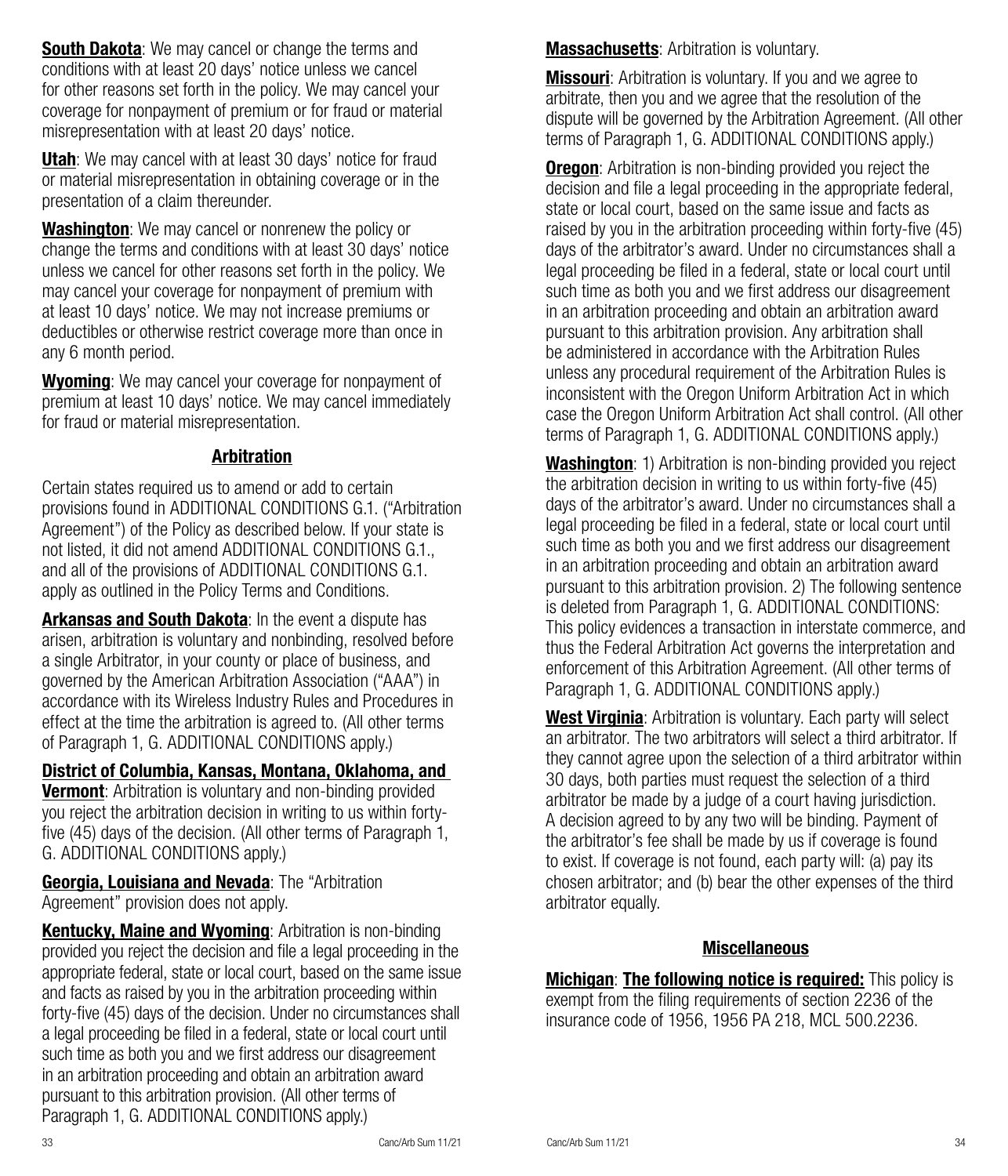**South Dakota**: We may cancel or change the terms and conditions with at least 20 days' notice unless we cancel for other reasons set forth in the policy. We may cancel your coverage for nonpayment of premium or for fraud or material misrepresentation with at least 20 days' notice.

**Utah**: We may cancel with at least 30 days' notice for fraud or material misrepresentation in obtaining coverage or in the presentation of a claim thereunder.

**Washington**: We may cancel or nonrenew the policy or change the terms and conditions with at least 30 days' notice unless we cancel for other reasons set forth in the policy. We may cancel your coverage for nonpayment of premium with at least 10 days' notice. We may not increase premiums or deductibles or otherwise restrict coverage more than once in any 6 month period.

**Wyoming**: We may cancel your coverage for nonpayment of premium at least 10 days' notice. We may cancel immediately for fraud or material misrepresentation.

## Arbitration

Certain states required us to amend or add to certain provisions found in ADDITIONAL CONDITIONS G.1. ("Arbitration Agreement") of the Policy as described below. If your state is not listed, it did not amend ADDITIONAL CONDITIONS G.1., and all of the provisions of ADDITIONAL CONDITIONS G.1. apply as outlined in the Policy Terms and Conditions.

**Arkansas and South Dakota**: In the event a dispute has arisen, arbitration is voluntary and nonbinding, resolved before a single Arbitrator, in your county or place of business, and governed by the American Arbitration Association ("AAA") in accordance with its Wireless Industry Rules and Procedures in effect at the time the arbitration is agreed to. (All other terms of Paragraph 1, G. ADDITIONAL CONDITIONS apply.)

**District of Columbia, Kansas, Montana, Oklahoma, and Vermont**: Arbitration is voluntary and non-binding provided you reject the arbitration decision in writing to us within forty-five (45) days of the decision. (All other terms of Paragraph 1, G. ADDITIONAL CONDITIONS apply.)

**Georgia, Louisiana and Nevada**: The "Arbitration Agreement" provision does not apply.

**Kentucky, Maine and Wyoming**: Arbitration is non-binding provided you reject the decision and file a legal proceeding in the appropriate federal, state or local court, based on the same issue and facts as raised by you in the arbitration proceeding within forty-five (45) days of the decision. Under no circumstances shall a legal proceeding be filed in a federal, state or local court until such time as both you and we first address our disagreement in an arbitration proceeding and obtain an arbitration award pursuant to this arbitration provision. (All other terms of Paragraph 1, G. ADDITIONAL CONDITIONS apply.)

**Massachusetts**: Arbitration is voluntary.

**Missouri**: Arbitration is voluntary. If you and we agree to arbitrate, then you and we agree that the resolution of the dispute will be governed by the Arbitration Agreement. (All other terms of Paragraph 1, G. ADDITIONAL CONDITIONS apply.)

**Oregon**: Arbitration is non-binding provided you reject the decision and file a legal proceeding in the appropriate federal, state or local court, based on the same issue and facts as raised by you in the arbitration proceeding within forty-five (45) days of the arbitrator's award. Under no circumstances shall a legal proceeding be filed in a federal, state or local court until such time as both you and we first address our disagreement in an arbitration proceeding and obtain an arbitration award pursuant to this arbitration provision. Any arbitration shall be administered in accordance with the Arbitration Rules unless any procedural requirement of the Arbitration Rules is inconsistent with the Oregon Uniform Arbitration Act in which case the Oregon Uniform Arbitration Act shall control. (All other terms of Paragraph 1, G. ADDITIONAL CONDITIONS apply.)

**Washington**: 1) Arbitration is non-binding provided you reject the arbitration decision in writing to us within forty-five (45) days of the arbitrator's award. Under no circumstances shall a legal proceeding be filed in a federal, state or local court until such time as both you and we first address our disagreement in an arbitration proceeding and obtain an arbitration award pursuant to this arbitration provision. 2) The following sentence is deleted from Paragraph 1, G. ADDITIONAL CONDITIONS: This policy evidences a transaction in interstate commerce, and thus the Federal Arbitration Act governs the interpretation and enforcement of this Arbitration Agreement. (All other terms of Paragraph 1, G. ADDITIONAL CONDITIONS apply.)

**West Virginia**: Arbitration is voluntary. Each party will select an arbitrator. The two arbitrators will select a third arbitrator. If they cannot agree upon the selection of a third arbitrator within 30 days, both parties must request the selection of a third arbitrator be made by a judge of a court having jurisdiction. A decision agreed to by any two will be binding. Payment of the arbitrator's fee shall be made by us if coverage is found to exist. If coverage is not found, each party will: (a) pay its chosen arbitrator; and (b) bear the other expenses of the third arbitrator equally.

## Miscellaneous

**Michigan**: **The following notice is required:** This policy is exempt from the filing requirements of section 2236 of the insurance code of 1956, 1956 PA 218, MCL 500.2236.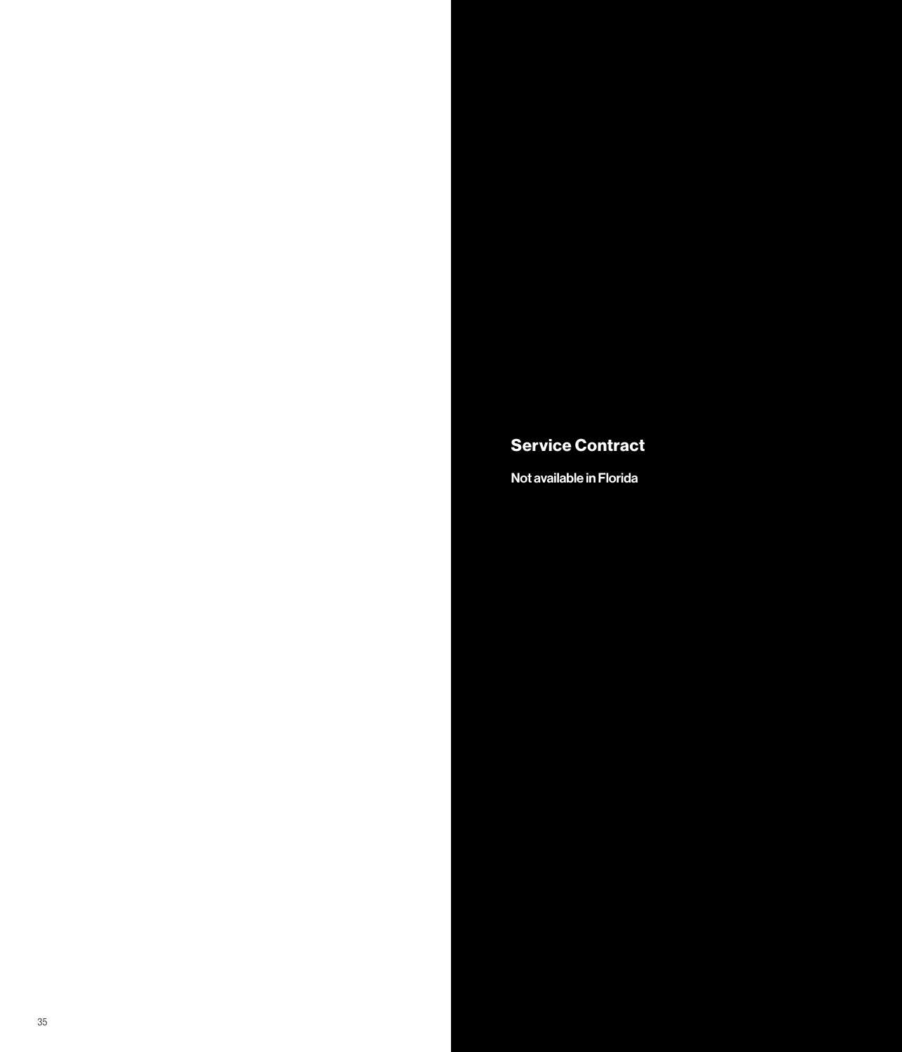## Service Contract

**Not available in Florida**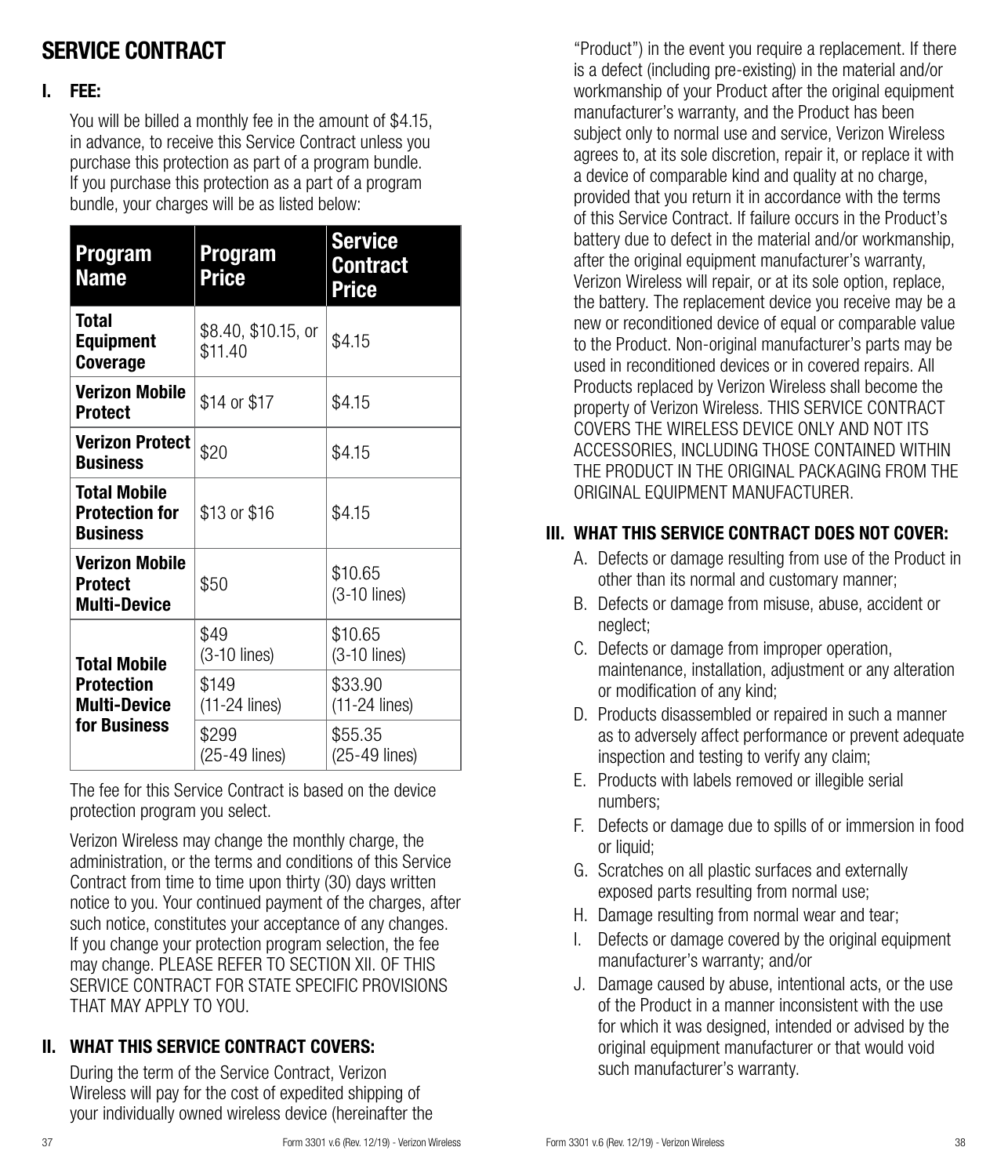# SERVICE CONTRACT

## I. FEE:

You will be billed a monthly fee in the amount of $4.15, in advance, to receive this Service Contract unless you purchase this protection as part of a program bundle. If you purchase this protection as a part of a program bundle, your charges will be as listed below:

| Program Name | Program Price | Service Contract Price |
|---|---|---|
| **Total Equipment Coverage** | $8.40, $10.15, or $11.40 | $4.15 |
| **Verizon Mobile Protect** | $14 or $17 | $4.15 |
| **Verizon Protect Business** | $20 | $4.15 |
| **Total Mobile Protection for Business** | $13 or $16 | $4.15 |
| **Verizon Mobile Protect Multi-Device** | $50 | $10.65 (3-10 lines) |
| **Total Mobile Protection Multi-Device for Business** | $49 (3-10 lines) | $10.65 (3-10 lines) |
| | $149 (11-24 lines) | $33.90 (11-24 lines) |
| | $299 (25-49 lines) | $55.35 (25-49 lines) |

The fee for this Service Contract is based on the device protection program you select.

Verizon Wireless may change the monthly charge, the administration, or the terms and conditions of this Service Contract from time to time upon thirty (30) days written notice to you. Your continued payment of the charges, after such notice, constitutes your acceptance of any changes. If you change your protection program selection, the fee may change. PLEASE REFER TO SECTION XII. OF THIS SERVICE CONTRACT FOR STATE SPECIFIC PROVISIONS THAT MAY APPLY TO YOU.

## II. WHAT THIS SERVICE CONTRACT COVERS:

During the term of the Service Contract, Verizon Wireless will pay for the cost of expedited shipping of your individually owned wireless device (hereinafter the "Product") in the event you require a replacement. If there is a defect (including pre-existing) in the material and/or workmanship of your Product after the original equipment manufacturer's warranty, and the Product has been subject only to normal use and service, Verizon Wireless agrees to, at its sole discretion, repair it, or replace it with a device of comparable kind and quality at no charge, provided that you return it in accordance with the terms of this Service Contract. If failure occurs in the Product's battery due to defect in the material and/or workmanship, after the original equipment manufacturer's warranty, Verizon Wireless will repair, or at its sole option, replace, the battery. The replacement device you receive may be a new or reconditioned device of equal or comparable value to the Product. Non-original manufacturer's parts may be used in reconditioned devices or in covered repairs. All Products replaced by Verizon Wireless shall become the property of Verizon Wireless. THIS SERVICE CONTRACT COVERS THE WIRELESS DEVICE ONLY AND NOT ITS ACCESSORIES, INCLUDING THOSE CONTAINED WITHIN THE PRODUCT IN THE ORIGINAL PACKAGING FROM THE ORIGINAL EQUIPMENT MANUFACTURER.

## III. WHAT THIS SERVICE CONTRACT DOES NOT COVER:

A. Defects or damage resulting from use of the Product in other than its normal and customary manner;

B. Defects or damage from misuse, abuse, accident or neglect;

C. Defects or damage from improper operation, maintenance, installation, adjustment or any alteration or modification of any kind;

D. Products disassembled or repaired in such a manner as to adversely affect performance or prevent adequate inspection and testing to verify any claim;

E. Products with labels removed or illegible serial numbers;

F. Defects or damage due to spills of or immersion in food or liquid;

G. Scratches on all plastic surfaces and externally exposed parts resulting from normal use;

H. Damage resulting from normal wear and tear;

I. Defects or damage covered by the original equipment manufacturer's warranty; and/or

J. Damage caused by abuse, intentional acts, or the use of the Product in a manner inconsistent with the use for which it was designed, intended or advised by the original equipment manufacturer or that would void such manufacturer's warranty.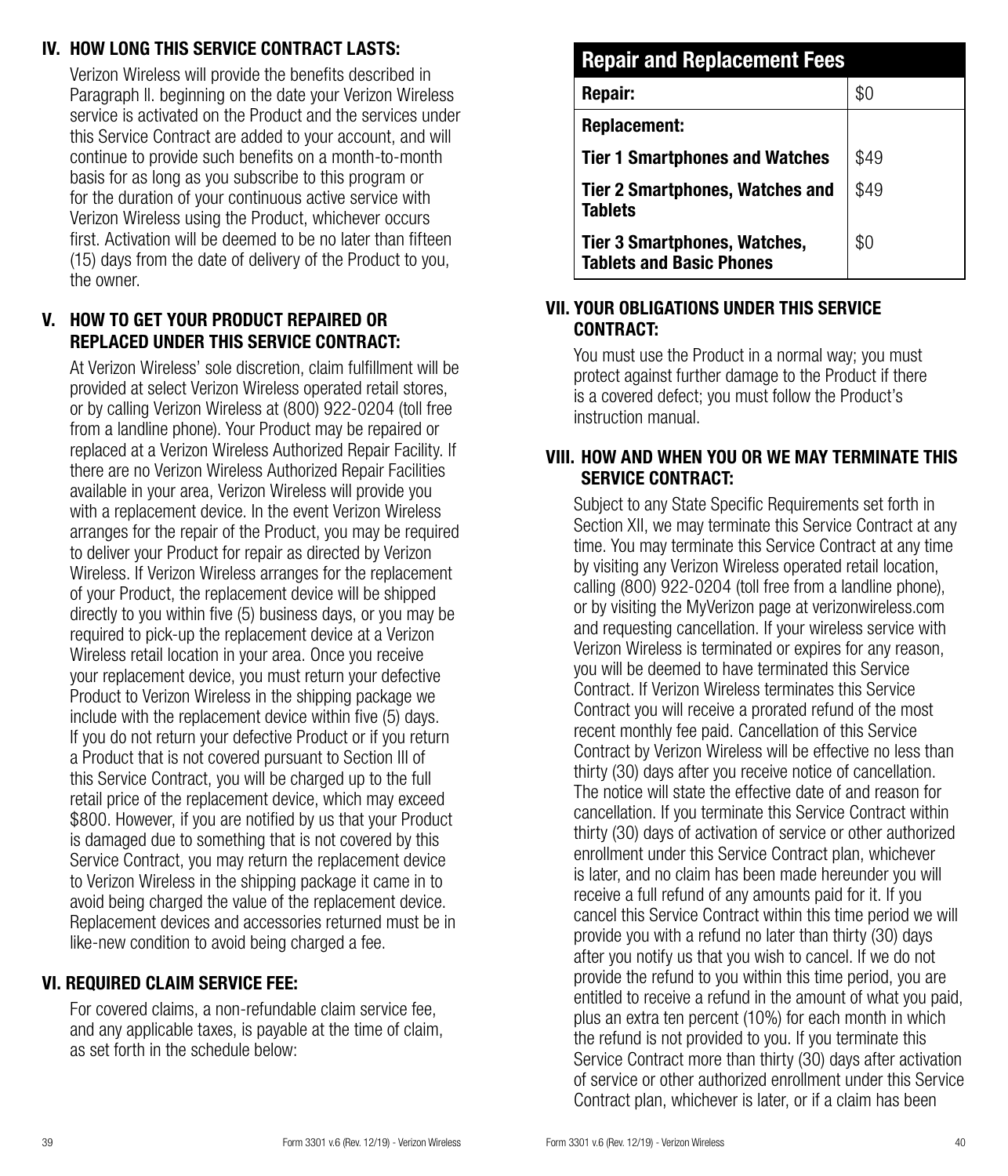## IV. HOW LONG THIS SERVICE CONTRACT LASTS:

Verizon Wireless will provide the benefits described in Paragraph II. beginning on the date your Verizon Wireless service is activated on the Product and the services under this Service Contract are added to your account, and will continue to provide such benefits on a month-to-month basis for as long as you subscribe to this program or for the duration of your continuous active service with Verizon Wireless using the Product, whichever occurs first. Activation will be deemed to be no later than fifteen (15) days from the date of delivery of the Product to you, the owner.

## V. HOW TO GET YOUR PRODUCT REPAIRED OR REPLACED UNDER THIS SERVICE CONTRACT:

At Verizon Wireless' sole discretion, claim fulfillment will be provided at select Verizon Wireless operated retail stores, or by calling Verizon Wireless at (800) 922-0204 (toll free from a landline phone). Your Product may be repaired or replaced at a Verizon Wireless Authorized Repair Facility. If there are no Verizon Wireless Authorized Repair Facilities available in your area, Verizon Wireless will provide you with a replacement device. In the event Verizon Wireless arranges for the repair of the Product, you may be required to deliver your Product for repair as directed by Verizon Wireless. If Verizon Wireless arranges for the replacement of your Product, the replacement device will be shipped directly to you within five (5) business days, or you may be required to pick-up the replacement device at a Verizon Wireless retail location in your area. Once you receive your replacement device, you must return your defective Product to Verizon Wireless in the shipping package we include with the replacement device within five (5) days. If you do not return your defective Product or if you return a Product that is not covered pursuant to Section III of this Service Contract, you will be charged up to the full retail price of the replacement device, which may exceed $800. However, if you are notified by us that your Product is damaged due to something that is not covered by this Service Contract, you may return the replacement device to Verizon Wireless in the shipping package it came in to avoid being charged the value of the replacement device. Replacement devices and accessories returned must be in like-new condition to avoid being charged a fee.

## VI. REQUIRED CLAIM SERVICE FEE:

For covered claims, a non-refundable claim service fee, and any applicable taxes, is payable at the time of claim, as set forth in the schedule below:

| Repair and Replacement Fees | |
|---|---|
| **Repair:** | $0 |
| **Replacement:** | |
| **Tier 1 Smartphones and Watches** | $49 |
| **Tier 2 Smartphones, Watches and Tablets** | $49 |
| **Tier 3 Smartphones, Watches, Tablets and Basic Phones** | $0 |

## VII. YOUR OBLIGATIONS UNDER THIS SERVICE CONTRACT:

You must use the Product in a normal way; you must protect against further damage to the Product if there is a covered defect; you must follow the Product's instruction manual.

## VIII. HOW AND WHEN YOU OR WE MAY TERMINATE THIS SERVICE CONTRACT:

Subject to any State Specific Requirements set forth in Section XII, we may terminate this Service Contract at any time. You may terminate this Service Contract at any time by visiting any Verizon Wireless operated retail location, calling (800) 922-0204 (toll free from a landline phone), or by visiting the MyVerizon page at verizonwireless.com and requesting cancellation. If your wireless service with Verizon Wireless is terminated or expires for any reason, you will be deemed to have terminated this Service Contract. If Verizon Wireless terminates this Service Contract you will receive a prorated refund of the most recent monthly fee paid. Cancellation of this Service Contract by Verizon Wireless will be effective no less than thirty (30) days after you receive notice of cancellation. The notice will state the effective date of and reason for cancellation. If you terminate this Service Contract within thirty (30) days of activation of service or other authorized enrollment under this Service Contract plan, whichever is later, and no claim has been made hereunder you will receive a full refund of any amounts paid for it. If you cancel this Service Contract within this time period we will provide you with a refund no later than thirty (30) days after you notify us that you wish to cancel. If we do not provide the refund to you within this time period, you are entitled to receive a refund in the amount of what you paid, plus an extra ten percent (10%) for each month in which the refund is not provided to you. If you terminate this Service Contract more than thirty (30) days after activation of service or other authorized enrollment under this Service Contract plan, whichever is later, or if a claim has been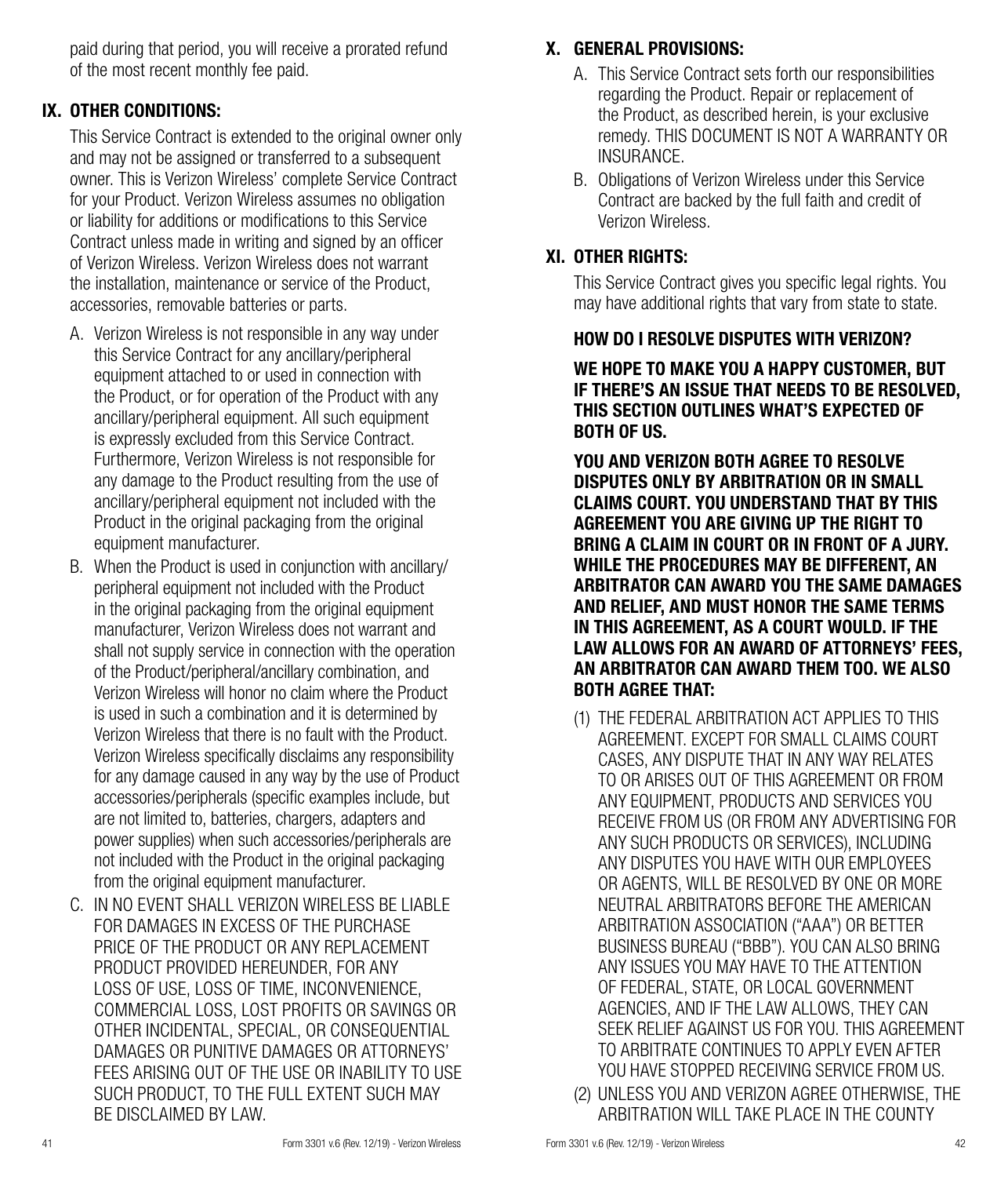paid during that period, you will receive a prorated refund of the most recent monthly fee paid.

## IX. OTHER CONDITIONS:

This Service Contract is extended to the original owner only and may not be assigned or transferred to a subsequent owner. This is Verizon Wireless' complete Service Contract for your Product. Verizon Wireless assumes no obligation or liability for additions or modifications to this Service Contract unless made in writing and signed by an officer of Verizon Wireless. Verizon Wireless does not warrant the installation, maintenance or service of the Product, accessories, removable batteries or parts.

A. Verizon Wireless is not responsible in any way under this Service Contract for any ancillary/peripheral equipment attached to or used in connection with the Product, or for operation of the Product with any ancillary/peripheral equipment. All such equipment is expressly excluded from this Service Contract. Furthermore, Verizon Wireless is not responsible for any damage to the Product resulting from the use of ancillary/peripheral equipment not included with the Product in the original packaging from the original equipment manufacturer.

B. When the Product is used in conjunction with ancillary/peripheral equipment not included with the Product in the original packaging from the original equipment manufacturer, Verizon Wireless does not warrant and shall not supply service in connection with the operation of the Product/peripheral/ancillary combination, and Verizon Wireless will honor no claim where the Product is used in such a combination and it is determined by Verizon Wireless that there is no fault with the Product. Verizon Wireless specifically disclaims any responsibility for any damage caused in any way by the use of Product accessories/peripherals (specific examples include, but are not limited to, batteries, chargers, adapters and power supplies) when such accessories/peripherals are not included with the Product in the original packaging from the original equipment manufacturer.

C. IN NO EVENT SHALL VERIZON WIRELESS BE LIABLE FOR DAMAGES IN EXCESS OF THE PURCHASE PRICE OF THE PRODUCT OR ANY REPLACEMENT PRODUCT PROVIDED HEREUNDER, FOR ANY LOSS OF USE, LOSS OF TIME, INCONVENIENCE, COMMERCIAL LOSS, LOST PROFITS OR SAVINGS OR OTHER INCIDENTAL, SPECIAL, OR CONSEQUENTIAL DAMAGES OR PUNITIVE DAMAGES OR ATTORNEYS' FEES ARISING OUT OF THE USE OR INABILITY TO USE SUCH PRODUCT, TO THE FULL EXTENT SUCH MAY BE DISCLAIMED BY LAW.

## X. GENERAL PROVISIONS:

A. This Service Contract sets forth our responsibilities regarding the Product. Repair or replacement of the Product, as described herein, is your exclusive remedy. THIS DOCUMENT IS NOT A WARRANTY OR INSURANCE.

B. Obligations of Verizon Wireless under this Service Contract are backed by the full faith and credit of Verizon Wireless.

## XI. OTHER RIGHTS:

This Service Contract gives you specific legal rights. You may have additional rights that vary from state to state.

### HOW DO I RESOLVE DISPUTES WITH VERIZON?

**WE HOPE TO MAKE YOU A HAPPY CUSTOMER, BUT IF THERE'S AN ISSUE THAT NEEDS TO BE RESOLVED, THIS SECTION OUTLINES WHAT'S EXPECTED OF BOTH OF US.**

**YOU AND VERIZON BOTH AGREE TO RESOLVE DISPUTES ONLY BY ARBITRATION OR IN SMALL CLAIMS COURT. YOU UNDERSTAND THAT BY THIS AGREEMENT YOU ARE GIVING UP THE RIGHT TO BRING A CLAIM IN COURT OR IN FRONT OF A JURY. WHILE THE PROCEDURES MAY BE DIFFERENT, AN ARBITRATOR CAN AWARD YOU THE SAME DAMAGES AND RELIEF, AND MUST HONOR THE SAME TERMS IN THIS AGREEMENT, AS A COURT WOULD. IF THE LAW ALLOWS FOR AN AWARD OF ATTORNEYS' FEES, AN ARBITRATOR CAN AWARD THEM TOO. WE ALSO BOTH AGREE THAT:**

(1) THE FEDERAL ARBITRATION ACT APPLIES TO THIS AGREEMENT. EXCEPT FOR SMALL CLAIMS COURT CASES, ANY DISPUTE THAT IN ANY WAY RELATES TO OR ARISES OUT OF THIS AGREEMENT OR FROM ANY EQUIPMENT, PRODUCTS AND SERVICES YOU RECEIVE FROM US (OR FROM ANY ADVERTISING FOR ANY SUCH PRODUCTS OR SERVICES), INCLUDING ANY DISPUTES YOU HAVE WITH OUR EMPLOYEES OR AGENTS, WILL BE RESOLVED BY ONE OR MORE NEUTRAL ARBITRATORS BEFORE THE AMERICAN ARBITRATION ASSOCIATION ("AAA") OR BETTER BUSINESS BUREAU ("BBB"). YOU CAN ALSO BRING ANY ISSUES YOU MAY HAVE TO THE ATTENTION OF FEDERAL, STATE, OR LOCAL GOVERNMENT AGENCIES, AND IF THE LAW ALLOWS, THEY CAN SEEK RELIEF AGAINST US FOR YOU. THIS AGREEMENT TO ARBITRATE CONTINUES TO APPLY EVEN AFTER YOU HAVE STOPPED RECEIVING SERVICE FROM US.

(2) UNLESS YOU AND VERIZON AGREE OTHERWISE, THE ARBITRATION WILL TAKE PLACE IN THE COUNTY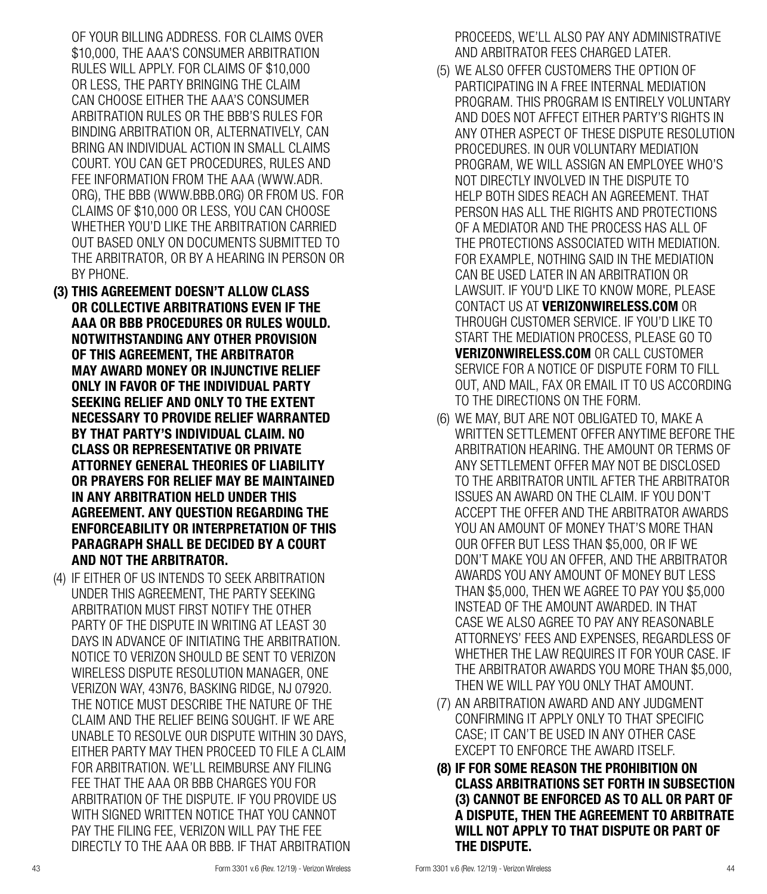OF YOUR BILLING ADDRESS. FOR CLAIMS OVER $10,000, THE AAA'S CONSUMER ARBITRATION RULES WILL APPLY. FOR CLAIMS OF $10,000 OR LESS, THE PARTY BRINGING THE CLAIM CAN CHOOSE EITHER THE AAA'S CONSUMER ARBITRATION RULES OR THE BBB'S RULES FOR BINDING ARBITRATION OR, ALTERNATIVELY, CAN BRING AN INDIVIDUAL ACTION IN SMALL CLAIMS COURT. YOU CAN GET PROCEDURES, RULES AND FEE INFORMATION FROM THE AAA (WWW.ADR.ORG), THE BBB (WWW.BBB.ORG) OR FROM US. FOR CLAIMS OF $10,000 OR LESS, YOU CAN CHOOSE WHETHER YOU'D LIKE THE ARBITRATION CARRIED OUT BASED ONLY ON DOCUMENTS SUBMITTED TO THE ARBITRATOR, OR BY A HEARING IN PERSON OR BY PHONE.

**(3) THIS AGREEMENT DOESN'T ALLOW CLASS OR COLLECTIVE ARBITRATIONS EVEN IF THE AAA OR BBB PROCEDURES OR RULES WOULD. NOTWITHSTANDING ANY OTHER PROVISION OF THIS AGREEMENT, THE ARBITRATOR MAY AWARD MONEY OR INJUNCTIVE RELIEF ONLY IN FAVOR OF THE INDIVIDUAL PARTY SEEKING RELIEF AND ONLY TO THE EXTENT NECESSARY TO PROVIDE RELIEF WARRANTED BY THAT PARTY'S INDIVIDUAL CLAIM. NO CLASS OR REPRESENTATIVE OR PRIVATE ATTORNEY GENERAL THEORIES OF LIABILITY OR PRAYERS FOR RELIEF MAY BE MAINTAINED IN ANY ARBITRATION HELD UNDER THIS AGREEMENT. ANY QUESTION REGARDING THE ENFORCEABILITY OR INTERPRETATION OF THIS PARAGRAPH SHALL BE DECIDED BY A COURT AND NOT THE ARBITRATOR.**

(4) IF EITHER OF US INTENDS TO SEEK ARBITRATION UNDER THIS AGREEMENT, THE PARTY SEEKING ARBITRATION MUST FIRST NOTIFY THE OTHER PARTY OF THE DISPUTE IN WRITING AT LEAST 30 DAYS IN ADVANCE OF INITIATING THE ARBITRATION. NOTICE TO VERIZON SHOULD BE SENT TO VERIZON WIRELESS DISPUTE RESOLUTION MANAGER, ONE VERIZON WAY, 43N76, BASKING RIDGE, NJ 07920. THE NOTICE MUST DESCRIBE THE NATURE OF THE CLAIM AND THE RELIEF BEING SOUGHT. IF WE ARE UNABLE TO RESOLVE OUR DISPUTE WITHIN 30 DAYS, EITHER PARTY MAY THEN PROCEED TO FILE A CLAIM FOR ARBITRATION. WE'LL REIMBURSE ANY FILING FEE THAT THE AAA OR BBB CHARGES YOU FOR ARBITRATION OF THE DISPUTE. IF YOU PROVIDE US WITH SIGNED WRITTEN NOTICE THAT YOU CANNOT PAY THE FILING FEE, VERIZON WILL PAY THE FEE DIRECTLY TO THE AAA OR BBB. IF THAT ARBITRATION PROCEEDS, WE'LL ALSO PAY ANY ADMINISTRATIVE AND ARBITRATOR FEES CHARGED LATER.

(5) WE ALSO OFFER CUSTOMERS THE OPTION OF PARTICIPATING IN A FREE INTERNAL MEDIATION PROGRAM. THIS PROGRAM IS ENTIRELY VOLUNTARY AND DOES NOT AFFECT EITHER PARTY'S RIGHTS IN ANY OTHER ASPECT OF THESE DISPUTE RESOLUTION PROCEDURES. IN OUR VOLUNTARY MEDIATION PROGRAM, WE WILL ASSIGN AN EMPLOYEE WHO'S NOT DIRECTLY INVOLVED IN THE DISPUTE TO HELP BOTH SIDES REACH AN AGREEMENT. THAT PERSON HAS ALL THE RIGHTS AND PROTECTIONS OF A MEDIATOR AND THE PROCESS HAS ALL OF THE PROTECTIONS ASSOCIATED WITH MEDIATION. FOR EXAMPLE, NOTHING SAID IN THE MEDIATION CAN BE USED LATER IN AN ARBITRATION OR LAWSUIT. IF YOU'D LIKE TO KNOW MORE, PLEASE CONTACT US AT **VERIZONWIRELESS.COM** OR THROUGH CUSTOMER SERVICE. IF YOU'D LIKE TO START THE MEDIATION PROCESS, PLEASE GO TO **VERIZONWIRELESS.COM** OR CALL CUSTOMER SERVICE FOR A NOTICE OF DISPUTE FORM TO FILL OUT, AND MAIL, FAX OR EMAIL IT TO US ACCORDING TO THE DIRECTIONS ON THE FORM.

(6) WE MAY, BUT ARE NOT OBLIGATED TO, MAKE A WRITTEN SETTLEMENT OFFER ANYTIME BEFORE THE ARBITRATION HEARING. THE AMOUNT OR TERMS OF ANY SETTLEMENT OFFER MAY NOT BE DISCLOSED TO THE ARBITRATOR UNTIL AFTER THE ARBITRATOR ISSUES AN AWARD ON THE CLAIM. IF YOU DON'T ACCEPT THE OFFER AND THE ARBITRATOR AWARDS YOU AN AMOUNT OF MONEY THAT'S MORE THAN OUR OFFER BUT LESS THAN $5,000, OR IF WE DON'T MAKE YOU AN OFFER, AND THE ARBITRATOR AWARDS YOU ANY AMOUNT OF MONEY BUT LESS THAN $5,000, THEN WE AGREE TO PAY YOU $5,000 INSTEAD OF THE AMOUNT AWARDED. IN THAT CASE WE ALSO AGREE TO PAY ANY REASONABLE ATTORNEYS' FEES AND EXPENSES, REGARDLESS OF WHETHER THE LAW REQUIRES IT FOR YOUR CASE. IF THE ARBITRATOR AWARDS YOU MORE THAN $5,000, THEN WE WILL PAY YOU ONLY THAT AMOUNT.

(7) AN ARBITRATION AWARD AND ANY JUDGMENT CONFIRMING IT APPLY ONLY TO THAT SPECIFIC CASE; IT CAN'T BE USED IN ANY OTHER CASE EXCEPT TO ENFORCE THE AWARD ITSELF.

**(8) IF FOR SOME REASON THE PROHIBITION ON CLASS ARBITRATIONS SET FORTH IN SUBSECTION (3) CANNOT BE ENFORCED AS TO ALL OR PART OF A DISPUTE, THEN THE AGREEMENT TO ARBITRATE WILL NOT APPLY TO THAT DISPUTE OR PART OF THE DISPUTE.**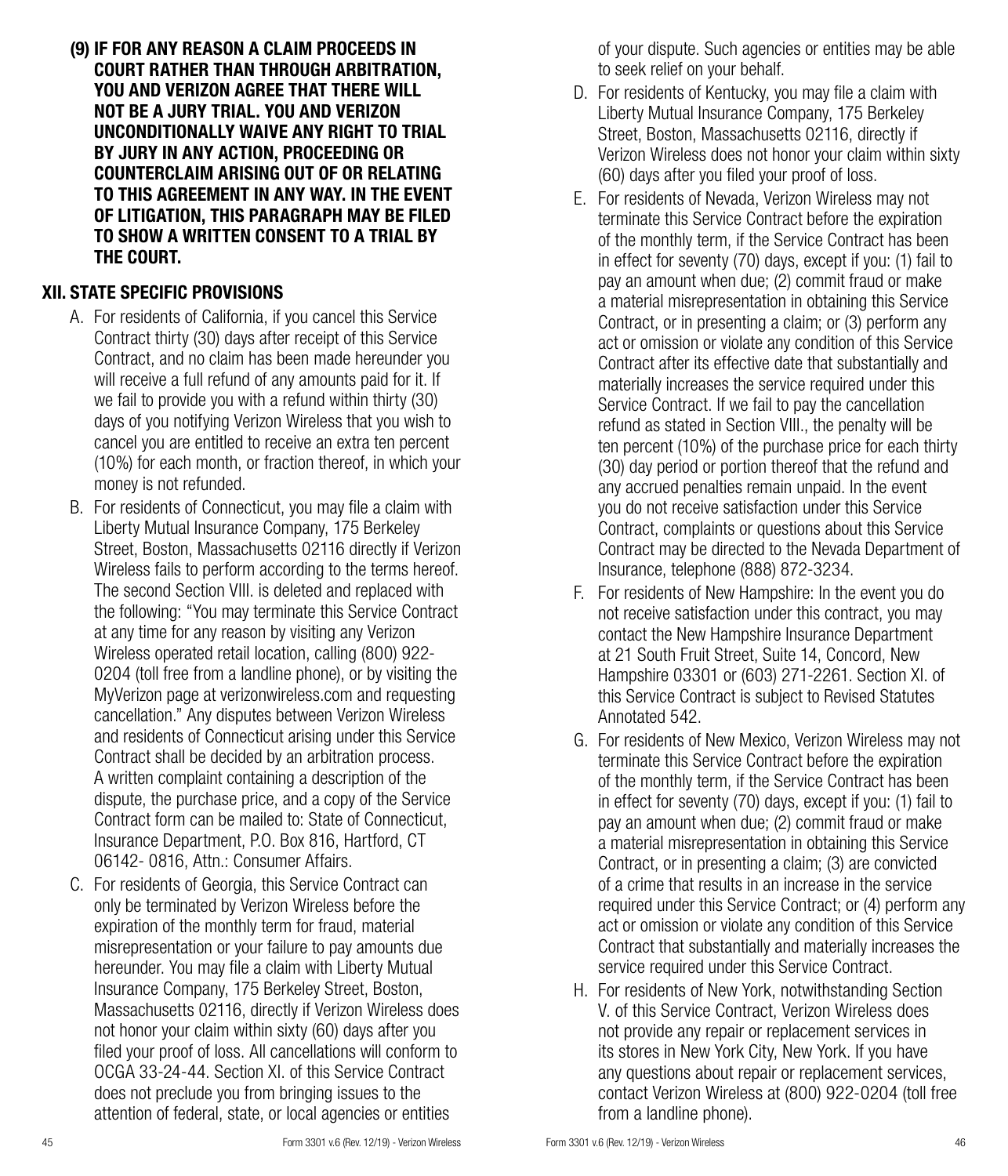**(9) IF FOR ANY REASON A CLAIM PROCEEDS IN COURT RATHER THAN THROUGH ARBITRATION, YOU AND VERIZON AGREE THAT THERE WILL NOT BE A JURY TRIAL. YOU AND VERIZON UNCONDITIONALLY WAIVE ANY RIGHT TO TRIAL BY JURY IN ANY ACTION, PROCEEDING OR COUNTERCLAIM ARISING OUT OF OR RELATING TO THIS AGREEMENT IN ANY WAY. IN THE EVENT OF LITIGATION, THIS PARAGRAPH MAY BE FILED TO SHOW A WRITTEN CONSENT TO A TRIAL BY THE COURT.**

## XII. STATE SPECIFIC PROVISIONS

A. For residents of California, if you cancel this Service Contract thirty (30) days after receipt of this Service Contract, and no claim has been made hereunder you will receive a full refund of any amounts paid for it. If we fail to provide you with a refund within thirty (30) days of you notifying Verizon Wireless that you wish to cancel you are entitled to receive an extra ten percent (10%) for each month, or fraction thereof, in which your money is not refunded.

B. For residents of Connecticut, you may file a claim with Liberty Mutual Insurance Company, 175 Berkeley Street, Boston, Massachusetts 02116 directly if Verizon Wireless fails to perform according to the terms hereof. The second Section VIII. is deleted and replaced with the following: "You may terminate this Service Contract at any time for any reason by visiting any Verizon Wireless operated retail location, calling (800) 922-0204 (toll free from a landline phone), or by visiting the MyVerizon page at verizonwireless.com and requesting cancellation." Any disputes between Verizon Wireless and residents of Connecticut arising under this Service Contract shall be decided by an arbitration process. A written complaint containing a description of the dispute, the purchase price, and a copy of the Service Contract form can be mailed to: State of Connecticut, Insurance Department, P.O. Box 816, Hartford, CT 06142- 0816, Attn.: Consumer Affairs.

C. For residents of Georgia, this Service Contract can only be terminated by Verizon Wireless before the expiration of the monthly term for fraud, material misrepresentation or your failure to pay amounts due hereunder. You may file a claim with Liberty Mutual Insurance Company, 175 Berkeley Street, Boston, Massachusetts 02116, directly if Verizon Wireless does not honor your claim within sixty (60) days after you filed your proof of loss. All cancellations will conform to OCGA 33-24-44. Section XI. of this Service Contract does not preclude you from bringing issues to the attention of federal, state, or local agencies or entities of your dispute. Such agencies or entities may be able to seek relief on your behalf.

D. For residents of Kentucky, you may file a claim with Liberty Mutual Insurance Company, 175 Berkeley Street, Boston, Massachusetts 02116, directly if Verizon Wireless does not honor your claim within sixty (60) days after you filed your proof of loss.

E. For residents of Nevada, Verizon Wireless may not terminate this Service Contract before the expiration of the monthly term, if the Service Contract has been in effect for seventy (70) days, except if you: (1) fail to pay an amount when due; (2) commit fraud or make a material misrepresentation in obtaining this Service Contract, or in presenting a claim; or (3) perform any act or omission or violate any condition of this Service Contract after its effective date that substantially and materially increases the service required under this Service Contract. If we fail to pay the cancellation refund as stated in Section VIII., the penalty will be ten percent (10%) of the purchase price for each thirty (30) day period or portion thereof that the refund and any accrued penalties remain unpaid. In the event you do not receive satisfaction under this Service Contract, complaints or questions about this Service Contract may be directed to the Nevada Department of Insurance, telephone (888) 872-3234.

F. For residents of New Hampshire: In the event you do not receive satisfaction under this contract, you may contact the New Hampshire Insurance Department at 21 South Fruit Street, Suite 14, Concord, New Hampshire 03301 or (603) 271-2261. Section XI. of this Service Contract is subject to Revised Statutes Annotated 542.

G. For residents of New Mexico, Verizon Wireless may not terminate this Service Contract before the expiration of the monthly term, if the Service Contract has been in effect for seventy (70) days, except if you: (1) fail to pay an amount when due; (2) commit fraud or make a material misrepresentation in obtaining this Service Contract, or in presenting a claim; (3) are convicted of a crime that results in an increase in the service required under this Service Contract; or (4) perform any act or omission or violate any condition of this Service Contract that substantially and materially increases the service required under this Service Contract.

H. For residents of New York, notwithstanding Section V. of this Service Contract, Verizon Wireless does not provide any repair or replacement services in its stores in New York City, New York. If you have any questions about repair or replacement services, contact Verizon Wireless at (800) 922-0204 (toll free from a landline phone).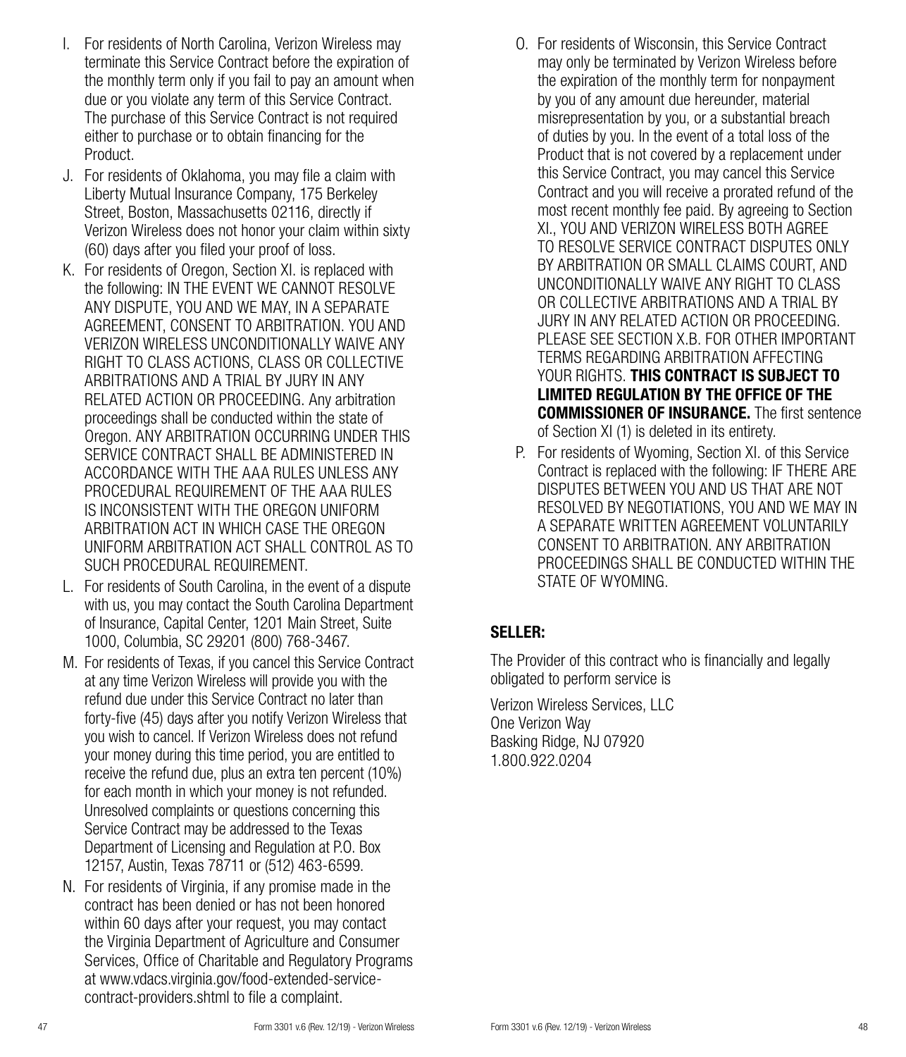I. For residents of North Carolina, Verizon Wireless may terminate this Service Contract before the expiration of the monthly term only if you fail to pay an amount when due or you violate any term of this Service Contract. The purchase of this Service Contract is not required either to purchase or to obtain financing for the Product.

J. For residents of Oklahoma, you may file a claim with Liberty Mutual Insurance Company, 175 Berkeley Street, Boston, Massachusetts 02116, directly if Verizon Wireless does not honor your claim within sixty (60) days after you filed your proof of loss.

K. For residents of Oregon, Section XI. is replaced with the following: IN THE EVENT WE CANNOT RESOLVE ANY DISPUTE, YOU AND WE MAY, IN A SEPARATE AGREEMENT, CONSENT TO ARBITRATION. YOU AND VERIZON WIRELESS UNCONDITIONALLY WAIVE ANY RIGHT TO CLASS ACTIONS, CLASS OR COLLECTIVE ARBITRATIONS AND A TRIAL BY JURY IN ANY RELATED ACTION OR PROCEEDING. Any arbitration proceedings shall be conducted within the state of Oregon. ANY ARBITRATION OCCURRING UNDER THIS SERVICE CONTRACT SHALL BE ADMINISTERED IN ACCORDANCE WITH THE AAA RULES UNLESS ANY PROCEDURAL REQUIREMENT OF THE AAA RULES IS INCONSISTENT WITH THE OREGON UNIFORM ARBITRATION ACT IN WHICH CASE THE OREGON UNIFORM ARBITRATION ACT SHALL CONTROL AS TO SUCH PROCEDURAL REQUIREMENT.

L. For residents of South Carolina, in the event of a dispute with us, you may contact the South Carolina Department of Insurance, Capital Center, 1201 Main Street, Suite 1000, Columbia, SC 29201 (800) 768-3467.

M. For residents of Texas, if you cancel this Service Contract at any time Verizon Wireless will provide you with the refund due under this Service Contract no later than forty-five (45) days after you notify Verizon Wireless that you wish to cancel. If Verizon Wireless does not refund your money during this time period, you are entitled to receive the refund due, plus an extra ten percent (10%) for each month in which your money is not refunded. Unresolved complaints or questions concerning this Service Contract may be addressed to the Texas Department of Licensing and Regulation at P.O. Box 12157, Austin, Texas 78711 or (512) 463-6599.

N. For residents of Virginia, if any promise made in the contract has been denied or has not been honored within 60 days after your request, you may contact the Virginia Department of Agriculture and Consumer Services, Office of Charitable and Regulatory Programs at www.vdacs.virginia.gov/food-extended-service-contract-providers.shtml to file a complaint.

O. For residents of Wisconsin, this Service Contract may only be terminated by Verizon Wireless before the expiration of the monthly term for nonpayment by you of any amount due hereunder, material misrepresentation by you, or a substantial breach of duties by you. In the event of a total loss of the Product that is not covered by a replacement under this Service Contract, you may cancel this Service Contract and you will receive a prorated refund of the most recent monthly fee paid. By agreeing to Section XI., YOU AND VERIZON WIRELESS BOTH AGREE TO RESOLVE SERVICE CONTRACT DISPUTES ONLY BY ARBITRATION OR SMALL CLAIMS COURT, AND UNCONDITIONALLY WAIVE ANY RIGHT TO CLASS OR COLLECTIVE ARBITRATIONS AND A TRIAL BY JURY IN ANY RELATED ACTION OR PROCEEDING. PLEASE SEE SECTION X.B. FOR OTHER IMPORTANT TERMS REGARDING ARBITRATION AFFECTING YOUR RIGHTS. **THIS CONTRACT IS SUBJECT TO LIMITED REGULATION BY THE OFFICE OF THE COMMISSIONER OF INSURANCE.** The first sentence of Section XI (1) is deleted in its entirety.

P. For residents of Wyoming, Section XI. of this Service Contract is replaced with the following: IF THERE ARE DISPUTES BETWEEN YOU AND US THAT ARE NOT RESOLVED BY NEGOTIATIONS, YOU AND WE MAY IN A SEPARATE WRITTEN AGREEMENT VOLUNTARILY CONSENT TO ARBITRATION. ANY ARBITRATION PROCEEDINGS SHALL BE CONDUCTED WITHIN THE STATE OF WYOMING.

## SELLER:

The Provider of this contract who is financially and legally obligated to perform service is

Verizon Wireless Services, LLC
One Verizon Way
Basking Ridge, NJ 07920
1.800.922.0204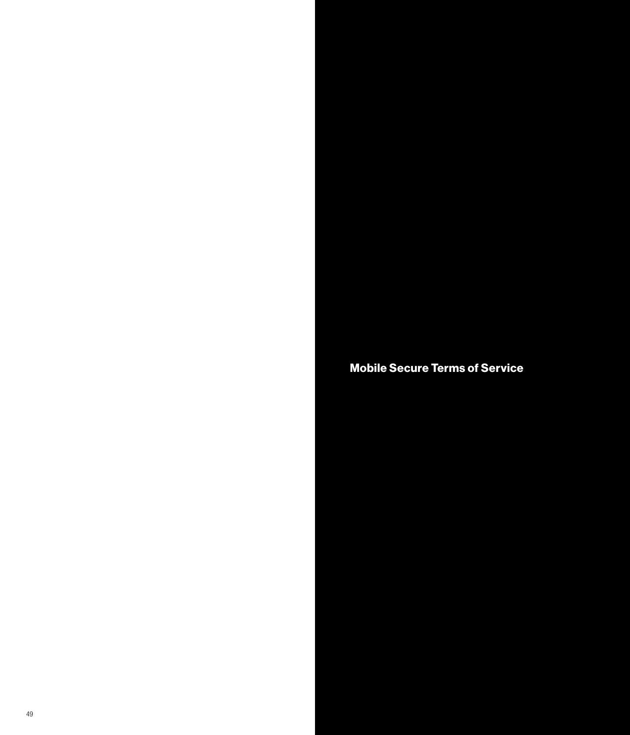# Mobile Secure Terms of Service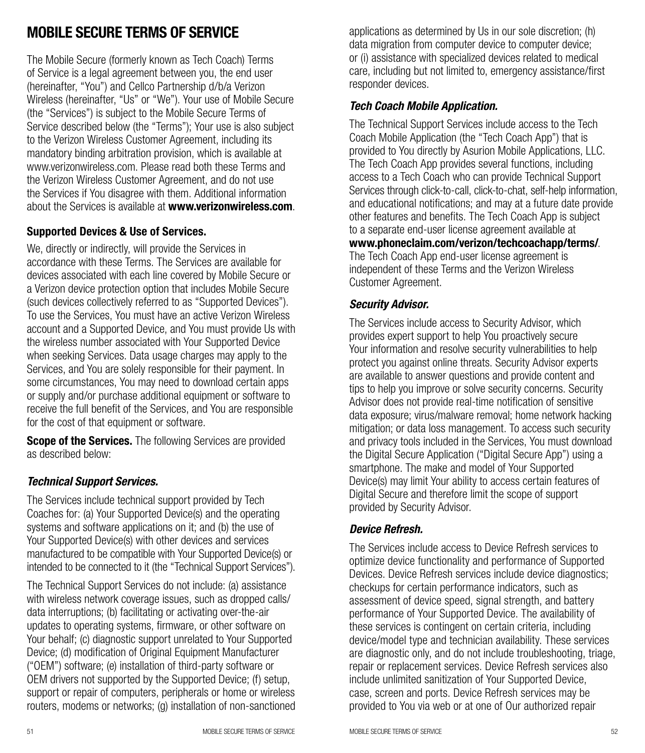# MOBILE SECURE TERMS OF SERVICE

The Mobile Secure (formerly known as Tech Coach) Terms of Service is a legal agreement between you, the end user (hereinafter, "You") and Cellco Partnership d/b/a Verizon Wireless (hereinafter, "Us" or "We"). Your use of Mobile Secure (the "Services") is subject to the Mobile Secure Terms of Service described below (the "Terms"); Your use is also subject to the Verizon Wireless Customer Agreement, including its mandatory binding arbitration provision, which is available at www.verizonwireless.com. Please read both these Terms and the Verizon Wireless Customer Agreement, and do not use the Services if You disagree with them. Additional information about the Services is available at **www.verizonwireless.com**.

**Supported Devices & Use of Services.**

We, directly or indirectly, will provide the Services in accordance with these Terms. The Services are available for devices associated with each line covered by Mobile Secure or a Verizon device protection option that includes Mobile Secure (such devices collectively referred to as "Supported Devices"). To use the Services, You must have an active Verizon Wireless account and a Supported Device, and You must provide Us with the wireless number associated with Your Supported Device when seeking Services. Data usage charges may apply to the Services, and You are solely responsible for their payment. In some circumstances, You may need to download certain apps or supply and/or purchase additional equipment or software to receive the full benefit of the Services, and You are responsible for the cost of that equipment or software.

**Scope of the Services.** The following Services are provided as described below:

***Technical Support Services.***

The Services include technical support provided by Tech Coaches for: (a) Your Supported Device(s) and the operating systems and software applications on it; and (b) the use of Your Supported Device(s) with other devices and services manufactured to be compatible with Your Supported Device(s) or intended to be connected to it (the "Technical Support Services").

The Technical Support Services do not include: (a) assistance with wireless network coverage issues, such as dropped calls/data interruptions; (b) facilitating or activating over-the-air updates to operating systems, firmware, or other software on Your behalf; (c) diagnostic support unrelated to Your Supported Device; (d) modification of Original Equipment Manufacturer ("OEM") software; (e) installation of third-party software or OEM drivers not supported by the Supported Device; (f) setup, support or repair of computers, peripherals or home or wireless routers, modems or networks; (g) installation of non-sanctioned applications as determined by Us in our sole discretion; (h) data migration from computer device to computer device; or (i) assistance with specialized devices related to medical care, including but not limited to, emergency assistance/first responder devices.

***Tech Coach Mobile Application.***

The Technical Support Services include access to the Tech Coach Mobile Application (the "Tech Coach App") that is provided to You directly by Asurion Mobile Applications, LLC. The Tech Coach App provides several functions, including access to a Tech Coach who can provide Technical Support Services through click-to-call, click-to-chat, self-help information, and educational notifications; and may at a future date provide other features and benefits. The Tech Coach App is subject to a separate end-user license agreement available at **www.phoneclaim.com/verizon/techcoachapp/terms/**. The Tech Coach App end-user license agreement is independent of these Terms and the Verizon Wireless Customer Agreement.

***Security Advisor.***

The Services include access to Security Advisor, which provides expert support to help You proactively secure Your information and resolve security vulnerabilities to help protect you against online threats. Security Advisor experts are available to answer questions and provide content and tips to help you improve or solve security concerns. Security Advisor does not provide real-time notification of sensitive data exposure; virus/malware removal; home network hacking mitigation; or data loss management. To access such security and privacy tools included in the Services, You must download the Digital Secure Application ("Digital Secure App") using a smartphone. The make and model of Your Supported Device(s) may limit Your ability to access certain features of Digital Secure and therefore limit the scope of support provided by Security Advisor.

***Device Refresh.***

The Services include access to Device Refresh services to optimize device functionality and performance of Supported Devices. Device Refresh services include device diagnostics; checkups for certain performance indicators, such as assessment of device speed, signal strength, and battery performance of Your Supported Device. The availability of these services is contingent on certain criteria, including device/model type and technician availability. These services are diagnostic only, and do not include troubleshooting, triage, repair or replacement services. Device Refresh services also include unlimited sanitization of Your Supported Device, case, screen and ports. Device Refresh services may be provided to You via web or at one of Our authorized repair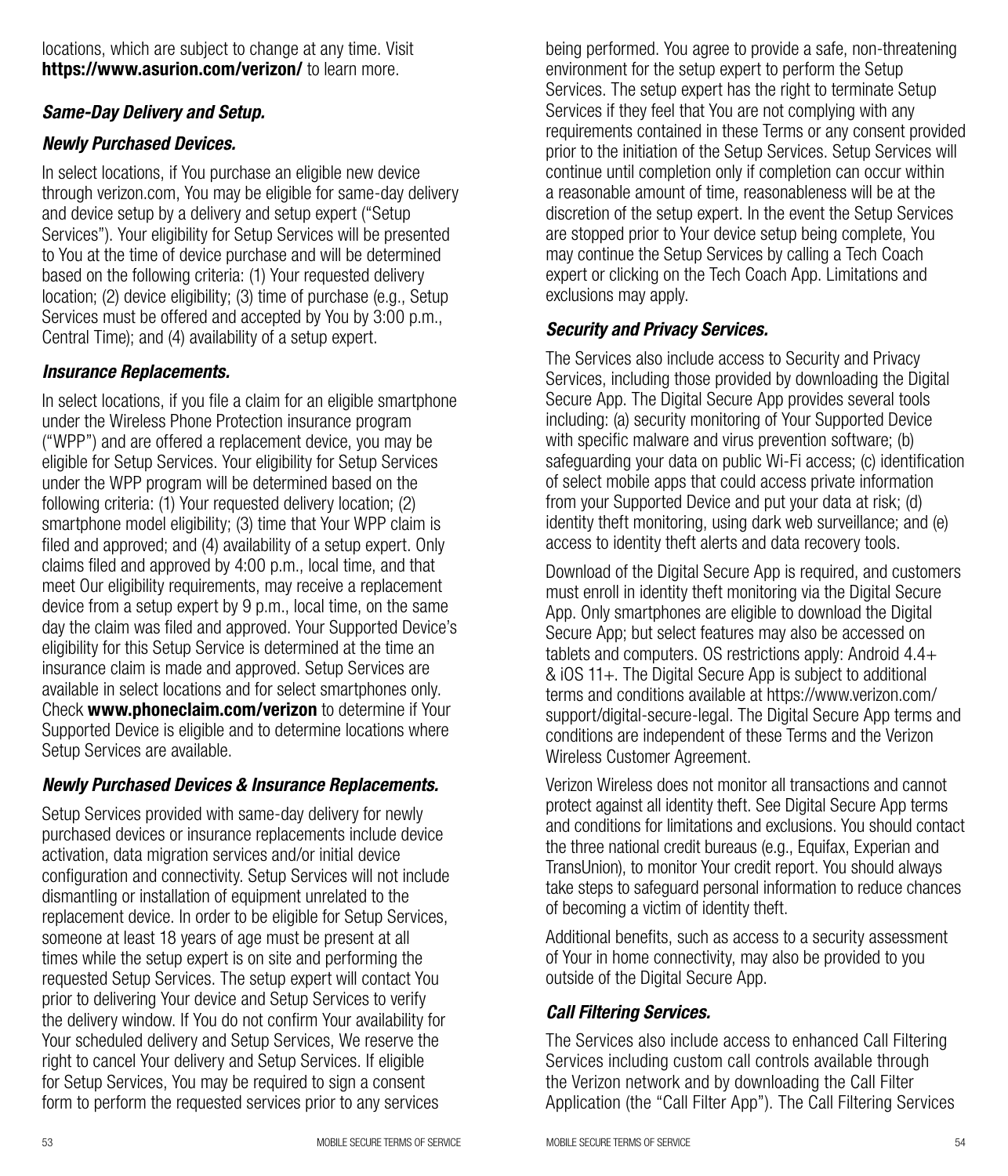locations, which are subject to change at any time. Visit **https://www.asurion.com/verizon/** to learn more.

### *Same-Day Delivery and Setup.*

### *Newly Purchased Devices.*

In select locations, if You purchase an eligible new device through verizon.com, You may be eligible for same-day delivery and device setup by a delivery and setup expert ("Setup Services"). Your eligibility for Setup Services will be presented to You at the time of device purchase and will be determined based on the following criteria: (1) Your requested delivery location; (2) device eligibility; (3) time of purchase (e.g., Setup Services must be offered and accepted by You by 3:00 p.m., Central Time); and (4) availability of a setup expert.

### *Insurance Replacements.*

In select locations, if you file a claim for an eligible smartphone under the Wireless Phone Protection insurance program ("WPP") and are offered a replacement device, you may be eligible for Setup Services. Your eligibility for Setup Services under the WPP program will be determined based on the following criteria: (1) Your requested delivery location; (2) smartphone model eligibility; (3) time that Your WPP claim is filed and approved; and (4) availability of a setup expert. Only claims filed and approved by 4:00 p.m., local time, and that meet Our eligibility requirements, may receive a replacement device from a setup expert by 9 p.m., local time, on the same day the claim was filed and approved. Your Supported Device's eligibility for this Setup Service is determined at the time an insurance claim is made and approved. Setup Services are available in select locations and for select smartphones only. Check **www.phoneclaim.com/verizon** to determine if Your Supported Device is eligible and to determine locations where Setup Services are available.

### *Newly Purchased Devices & Insurance Replacements.*

Setup Services provided with same-day delivery for newly purchased devices or insurance replacements include device activation, data migration services and/or initial device configuration and connectivity. Setup Services will not include dismantling or installation of equipment unrelated to the replacement device. In order to be eligible for Setup Services, someone at least 18 years of age must be present at all times while the setup expert is on site and performing the requested Setup Services. The setup expert will contact You prior to delivering Your device and Setup Services to verify the delivery window. If You do not confirm Your availability for Your scheduled delivery and Setup Services, We reserve the right to cancel Your delivery and Setup Services. If eligible for Setup Services, You may be required to sign a consent form to perform the requested services prior to any services being performed. You agree to provide a safe, non-threatening environment for the setup expert to perform the Setup Services. The setup expert has the right to terminate Setup Services if they feel that You are not complying with any requirements contained in these Terms or any consent provided prior to the initiation of the Setup Services. Setup Services will continue until completion only if completion can occur within a reasonable amount of time, reasonableness will be at the discretion of the setup expert. In the event the Setup Services are stopped prior to Your device setup being complete, You may continue the Setup Services by calling a Tech Coach expert or clicking on the Tech Coach App. Limitations and exclusions may apply.

### *Security and Privacy Services.*

The Services also include access to Security and Privacy Services, including those provided by downloading the Digital Secure App. The Digital Secure App provides several tools including: (a) security monitoring of Your Supported Device with specific malware and virus prevention software; (b) safeguarding your data on public Wi-Fi access; (c) identification of select mobile apps that could access private information from your Supported Device and put your data at risk; (d) identity theft monitoring, using dark web surveillance; and (e) access to identity theft alerts and data recovery tools.

Download of the Digital Secure App is required, and customers must enroll in identity theft monitoring via the Digital Secure App. Only smartphones are eligible to download the Digital Secure App; but select features may also be accessed on tablets and computers. OS restrictions apply: Android 4.4+ & iOS 11+. The Digital Secure App is subject to additional terms and conditions available at https://www.verizon.com/support/digital-secure-legal. The Digital Secure App terms and conditions are independent of these Terms and the Verizon Wireless Customer Agreement.

Verizon Wireless does not monitor all transactions and cannot protect against all identity theft. See Digital Secure App terms and conditions for limitations and exclusions. You should contact the three national credit bureaus (e.g., Equifax, Experian and TransUnion), to monitor Your credit report. You should always take steps to safeguard personal information to reduce chances of becoming a victim of identity theft.

Additional benefits, such as access to a security assessment of Your in home connectivity, may also be provided to you outside of the Digital Secure App.

### *Call Filtering Services.*

The Services also include access to enhanced Call Filtering Services including custom call controls available through the Verizon network and by downloading the Call Filter Application (the "Call Filter App"). The Call Filtering Services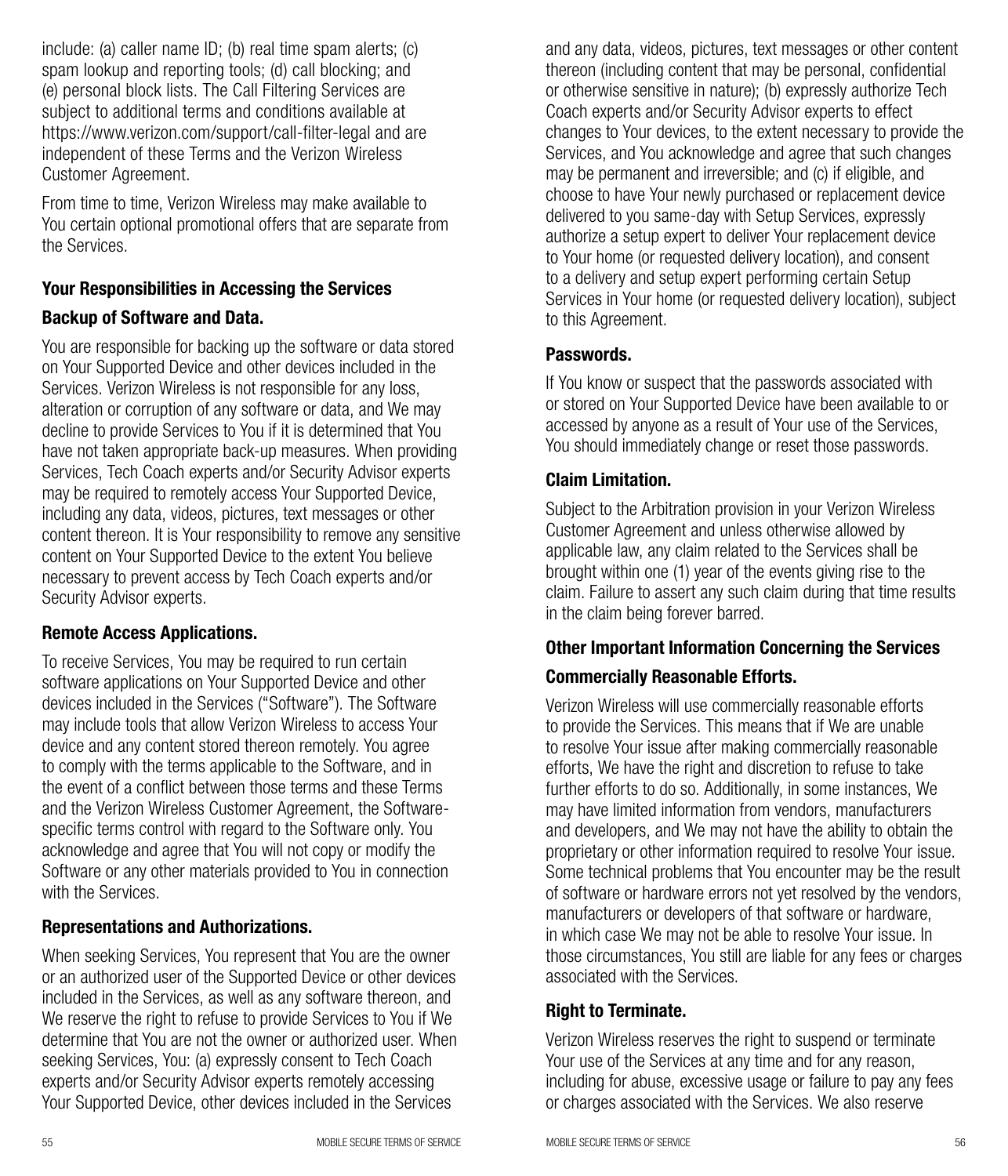include: (a) caller name ID; (b) real time spam alerts; (c) spam lookup and reporting tools; (d) call blocking; and (e) personal block lists. The Call Filtering Services are subject to additional terms and conditions available at https://www.verizon.com/support/call-filter-legal and are independent of these Terms and the Verizon Wireless Customer Agreement.

From time to time, Verizon Wireless may make available to You certain optional promotional offers that are separate from the Services.

### Your Responsibilities in Accessing the Services

#### Backup of Software and Data.

You are responsible for backing up the software or data stored on Your Supported Device and other devices included in the Services. Verizon Wireless is not responsible for any loss, alteration or corruption of any software or data, and We may decline to provide Services to You if it is determined that You have not taken appropriate back-up measures. When providing Services, Tech Coach experts and/or Security Advisor experts may be required to remotely access Your Supported Device, including any data, videos, pictures, text messages or other content thereon. It is Your responsibility to remove any sensitive content on Your Supported Device to the extent You believe necessary to prevent access by Tech Coach experts and/or Security Advisor experts.

#### Remote Access Applications.

To receive Services, You may be required to run certain software applications on Your Supported Device and other devices included in the Services ("Software"). The Software may include tools that allow Verizon Wireless to access Your device and any content stored thereon remotely. You agree to comply with the terms applicable to the Software, and in the event of a conflict between those terms and these Terms and the Verizon Wireless Customer Agreement, the Software-specific terms control with regard to the Software only. You acknowledge and agree that You will not copy or modify the Software or any other materials provided to You in connection with the Services.

#### Representations and Authorizations.

When seeking Services, You represent that You are the owner or an authorized user of the Supported Device or other devices included in the Services, as well as any software thereon, and We reserve the right to refuse to provide Services to You if We determine that You are not the owner or authorized user. When seeking Services, You: (a) expressly consent to Tech Coach experts and/or Security Advisor experts remotely accessing Your Supported Device, other devices included in the Services and any data, videos, pictures, text messages or other content thereon (including content that may be personal, confidential or otherwise sensitive in nature); (b) expressly authorize Tech Coach experts and/or Security Advisor experts to effect changes to Your devices, to the extent necessary to provide the Services, and You acknowledge and agree that such changes may be permanent and irreversible; and (c) if eligible, and choose to have Your newly purchased or replacement device delivered to you same-day with Setup Services, expressly authorize a setup expert to deliver Your replacement device to Your home (or requested delivery location), and consent to a delivery and setup expert performing certain Setup Services in Your home (or requested delivery location), subject to this Agreement.

#### Passwords.

If You know or suspect that the passwords associated with or stored on Your Supported Device have been available to or accessed by anyone as a result of Your use of the Services, You should immediately change or reset those passwords.

#### Claim Limitation.

Subject to the Arbitration provision in your Verizon Wireless Customer Agreement and unless otherwise allowed by applicable law, any claim related to the Services shall be brought within one (1) year of the events giving rise to the claim. Failure to assert any such claim during that time results in the claim being forever barred.

### Other Important Information Concerning the Services

#### Commercially Reasonable Efforts.

Verizon Wireless will use commercially reasonable efforts to provide the Services. This means that if We are unable to resolve Your issue after making commercially reasonable efforts, We have the right and discretion to refuse to take further efforts to do so. Additionally, in some instances, We may have limited information from vendors, manufacturers and developers, and We may not have the ability to obtain the proprietary or other information required to resolve Your issue. Some technical problems that You encounter may be the result of software or hardware errors not yet resolved by the vendors, manufacturers or developers of that software or hardware, in which case We may not be able to resolve Your issue. In those circumstances, You still are liable for any fees or charges associated with the Services.

#### Right to Terminate.

Verizon Wireless reserves the right to suspend or terminate Your use of the Services at any time and for any reason, including for abuse, excessive usage or failure to pay any fees or charges associated with the Services. We also reserve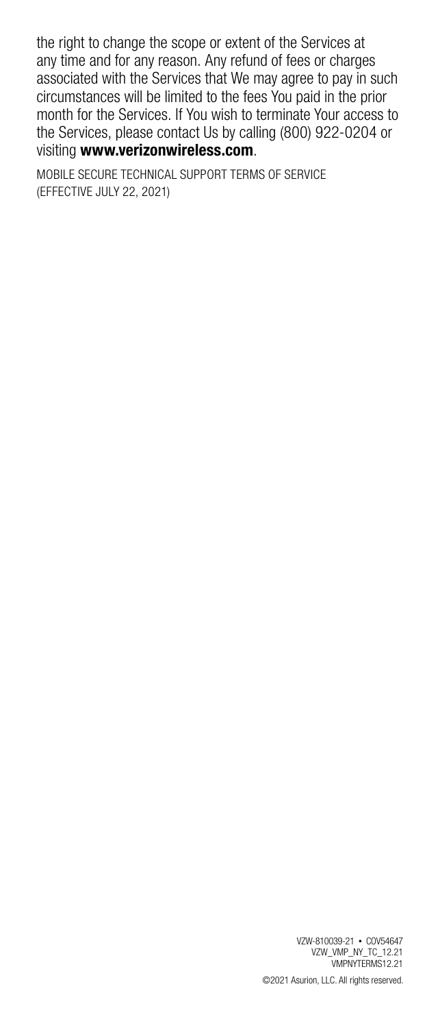the right to change the scope or extent of the Services at any time and for any reason. Any refund of fees or charges associated with the Services that We may agree to pay in such circumstances will be limited to the fees You paid in the prior month for the Services. If You wish to terminate Your access to the Services, please contact Us by calling (800) 922-0204 or visiting **www.verizonwireless.com**.

MOBILE SECURE TECHNICAL SUPPORT TERMS OF SERVICE (EFFECTIVE JULY 22, 2021)

VZW-810039-21 • COV54647
VZW_VMP_NY_TC_12.21
VMPNYTERMS12.21

©2021 Asurion, LLC. All rights reserved.